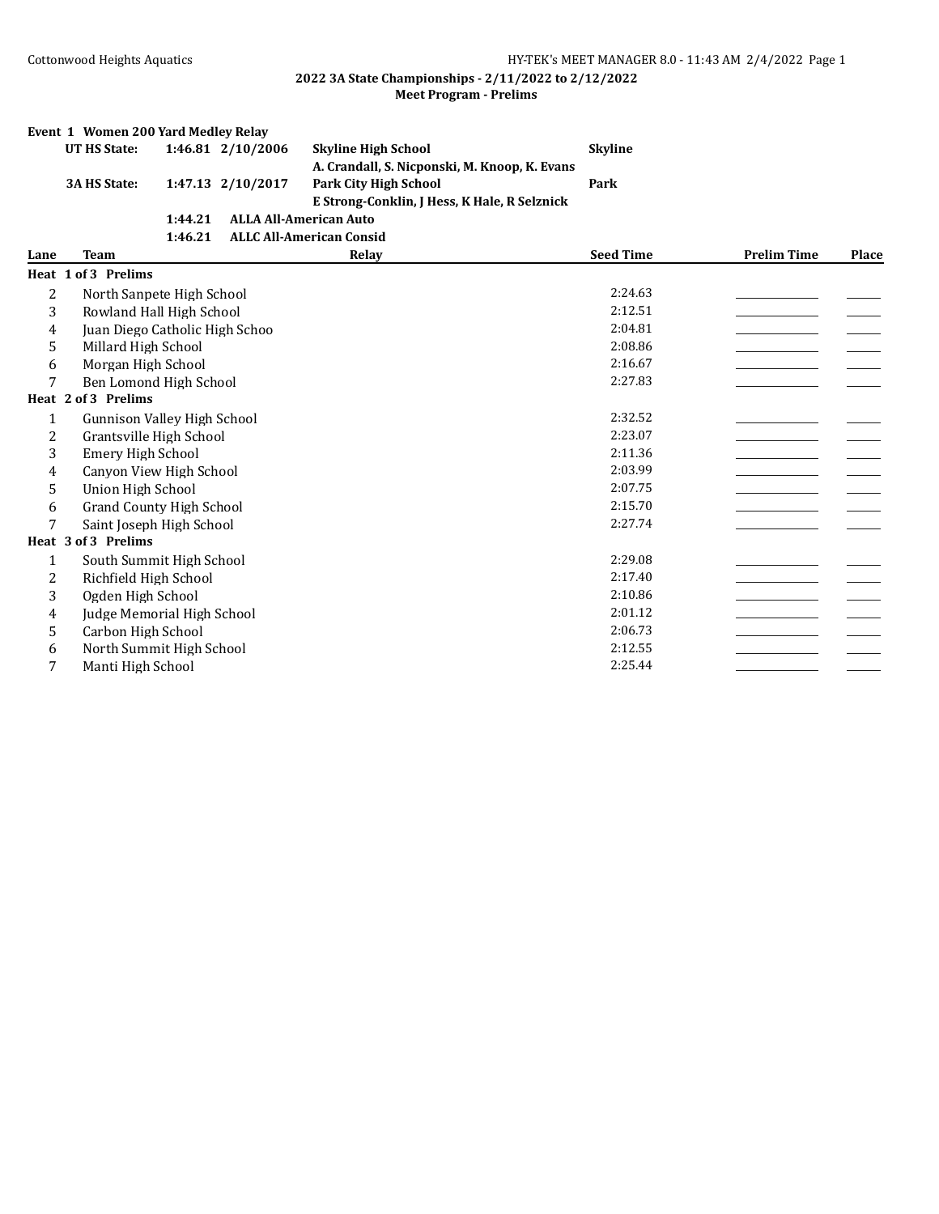## 2022 3A State Championships - 2/11/2022 to 2/12/2022

### Meet Program - Prelims

**Event 1 Women 200 Yard Medley Relay**

| | | | | |
|---|---|---|---|---|
| **UT HS State:** | **1:46.81** | **2/10/2006** | **Skyline High School** | **Skyline** |
| | | | **A. Crandall, S. Nicponski, M. Knoop, K. Evans** | |
| **3A HS State:** | **1:47.13** | **2/10/2017** | **Park City High School** | **Park** |
| | | | **E Strong-Conklin, J Hess, K Hale, R Selznick** | |
| | **1:44.21** | **ALLA All-American Auto** | | |
| | **1:46.21** | **ALLC All-American Consid** | | |

| Lane | Team | Relay | Seed Time | Prelim Time | Place |
|---|---|---|---|---|---|
| **Heat 1 of 3 Prelims** | | | | | |
| 2 | North Sanpete High School | | 2:24.63 | _____ | _____ |
| 3 | Rowland Hall High School | | 2:12.51 | _____ | _____ |
| 4 | Juan Diego Catholic High Schoo | | 2:04.81 | _____ | _____ |
| 5 | Millard High School | | 2:08.86 | _____ | _____ |
| 6 | Morgan High School | | 2:16.67 | _____ | _____ |
| 7 | Ben Lomond High School | | 2:27.83 | _____ | _____ |
| **Heat 2 of 3 Prelims** | | | | | |
| 1 | Gunnison Valley High School | | 2:32.52 | _____ | _____ |
| 2 | Grantsville High School | | 2:23.07 | _____ | _____ |
| 3 | Emery High School | | 2:11.36 | _____ | _____ |
| 4 | Canyon View High School | | 2:03.99 | _____ | _____ |
| 5 | Union High School | | 2:07.75 | _____ | _____ |
| 6 | Grand County High School | | 2:15.70 | _____ | _____ |
| 7 | Saint Joseph High School | | 2:27.74 | _____ | _____ |
| **Heat 3 of 3 Prelims** | | | | | |
| 1 | South Summit High School | | 2:29.08 | _____ | _____ |
| 2 | Richfield High School | | 2:17.40 | _____ | _____ |
| 3 | Ogden High School | | 2:10.86 | _____ | _____ |
| 4 | Judge Memorial High School | | 2:01.12 | _____ | _____ |
| 5 | Carbon High School | | 2:06.73 | _____ | _____ |
| 6 | North Summit High School | | 2:12.55 | _____ | _____ |
| 7 | Manti High School | | 2:25.44 | _____ | _____ |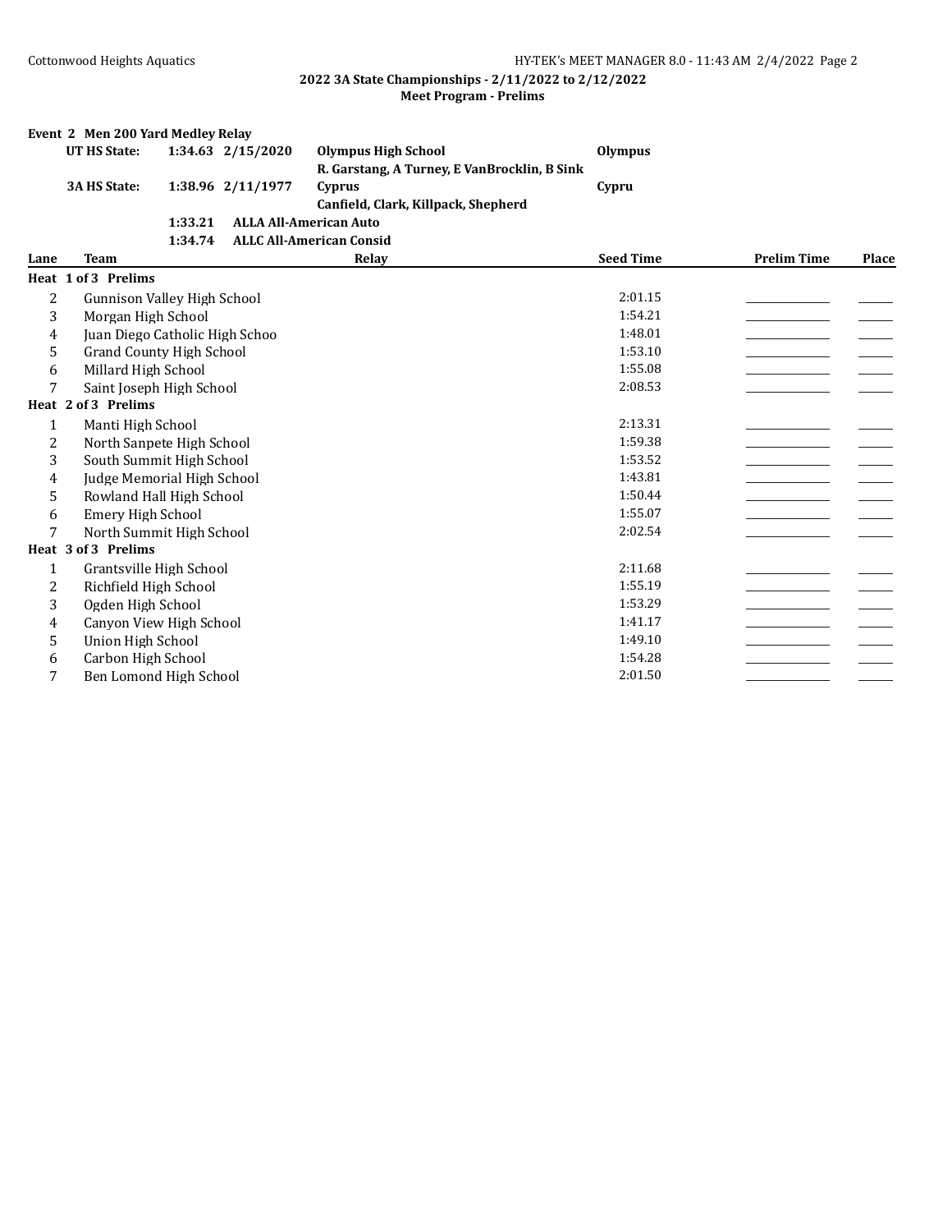**2022 3A State Championships - 2/11/2022 to 2/12/2022**
**Meet Program - Prelims**

**Event 2 Men 200 Yard Medley Relay**

| | | | | |
|---|---|---|---|---|
| **UT HS State:** | **1:34.63** | **2/15/2020** | **Olympus High School** | **Olympus** |
| | | | **R. Garstang, A Turney, E VanBrocklin, B Sink** | |
| **3A HS State:** | **1:38.96** | **2/11/1977** | **Cyprus** | **Cypru** |
| | | | **Canfield, Clark, Killpack, Shepherd** | |
| | **1:33.21** | **ALLA All-American Auto** | | |
| | **1:34.74** | **ALLC All-American Consid** | | |

| Lane | Team | Relay | Seed Time | Prelim Time | Place |
|---|---|---|---|---|---|
| **Heat 1 of 3 Prelims** | | | | | |
| 2 | Gunnison Valley High School | | 2:01.15 | _______ | ___ |
| 3 | Morgan High School | | 1:54.21 | _______ | ___ |
| 4 | Juan Diego Catholic High Schoo | | 1:48.01 | _______ | ___ |
| 5 | Grand County High School | | 1:53.10 | _______ | ___ |
| 6 | Millard High School | | 1:55.08 | _______ | ___ |
| 7 | Saint Joseph High School | | 2:08.53 | _______ | ___ |
| **Heat 2 of 3 Prelims** | | | | | |
| 1 | Manti High School | | 2:13.31 | _______ | ___ |
| 2 | North Sanpete High School | | 1:59.38 | _______ | ___ |
| 3 | South Summit High School | | 1:53.52 | _______ | ___ |
| 4 | Judge Memorial High School | | 1:43.81 | _______ | ___ |
| 5 | Rowland Hall High School | | 1:50.44 | _______ | ___ |
| 6 | Emery High School | | 1:55.07 | _______ | ___ |
| 7 | North Summit High School | | 2:02.54 | _______ | ___ |
| **Heat 3 of 3 Prelims** | | | | | |
| 1 | Grantsville High School | | 2:11.68 | _______ | ___ |
| 2 | Richfield High School | | 1:55.19 | _______ | ___ |
| 3 | Ogden High School | | 1:53.29 | _______ | ___ |
| 4 | Canyon View High School | | 1:41.17 | _______ | ___ |
| 5 | Union High School | | 1:49.10 | _______ | ___ |
| 6 | Carbon High School | | 1:54.28 | _______ | ___ |
| 7 | Ben Lomond High School | | 2:01.50 | _______ | ___ |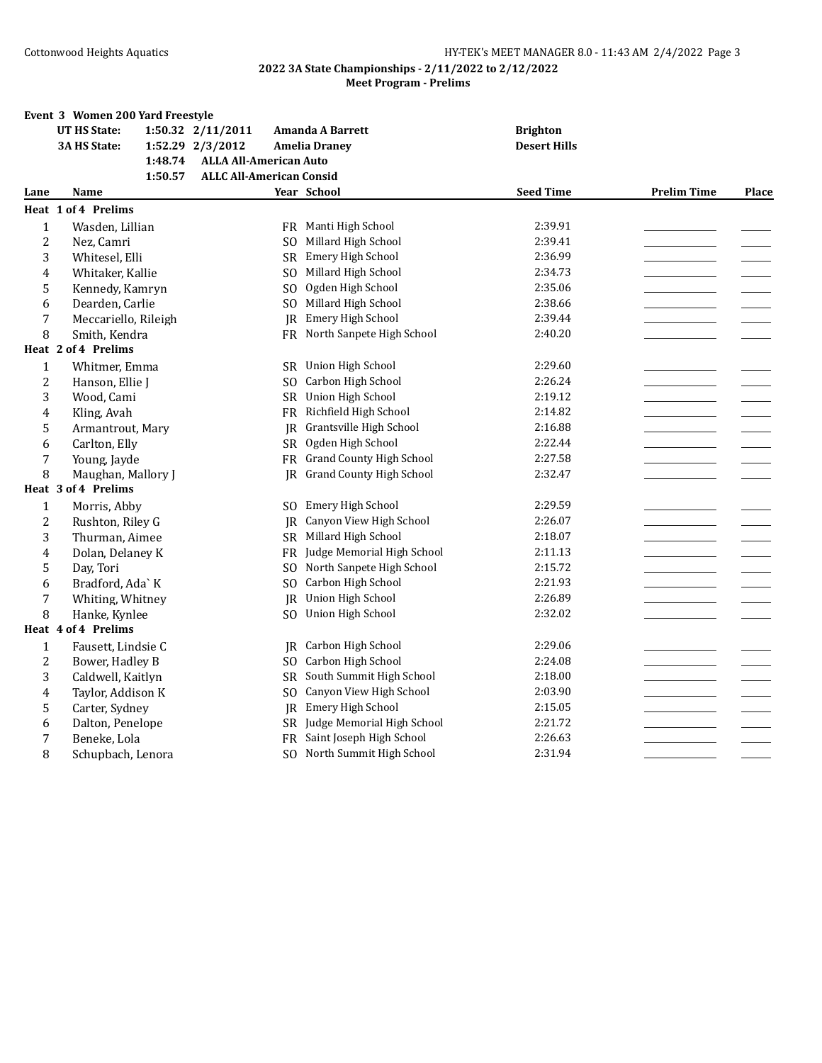## 2022 3A State Championships - 2/11/2022 to 2/12/2022

### Meet Program - Prelims

**Event 3 Women 200 Yard Freestyle**

| | | | |
|---|---|---|---|
| **UT HS State:** | **1:50.32 2/11/2011** | **Amanda A Barrett** | **Brighton** |
| **3A HS State:** | **1:52.29 2/3/2012** | **Amelia Draney** | **Desert Hills** |
| | **1:48.74** | **ALLA All-American Auto** | |
| | **1:50.57** | **ALLC All-American Consid** | |

| Lane | Name | Year | School | Seed Time | Prelim Time | Place |
|---|---|---|---|---|---|---|
| **Heat 1 of 4 Prelims** | | | | | | |
| 1 | Wasden, Lillian | FR | Manti High School | 2:39.91 | | |
| 2 | Nez, Camri | SO | Millard High School | 2:39.41 | | |
| 3 | Whitesel, Elli | SR | Emery High School | 2:36.99 | | |
| 4 | Whitaker, Kallie | SO | Millard High School | 2:34.73 | | |
| 5 | Kennedy, Kamryn | SO | Ogden High School | 2:35.06 | | |
| 6 | Dearden, Carlie | SO | Millard High School | 2:38.66 | | |
| 7 | Meccariello, Rileigh | JR | Emery High School | 2:39.44 | | |
| 8 | Smith, Kendra | FR | North Sanpete High School | 2:40.20 | | |
| **Heat 2 of 4 Prelims** | | | | | | |
| 1 | Whitmer, Emma | SR | Union High School | 2:29.60 | | |
| 2 | Hanson, Ellie J | SO | Carbon High School | 2:26.24 | | |
| 3 | Wood, Cami | SR | Union High School | 2:19.12 | | |
| 4 | Kling, Avah | FR | Richfield High School | 2:14.82 | | |
| 5 | Armantrout, Mary | JR | Grantsville High School | 2:16.88 | | |
| 6 | Carlton, Elly | SR | Ogden High School | 2:22.44 | | |
| 7 | Young, Jayde | FR | Grand County High School | 2:27.58 | | |
| 8 | Maughan, Mallory J | JR | Grand County High School | 2:32.47 | | |
| **Heat 3 of 4 Prelims** | | | | | | |
| 1 | Morris, Abby | SO | Emery High School | 2:29.59 | | |
| 2 | Rushton, Riley G | JR | Canyon View High School | 2:26.07 | | |
| 3 | Thurman, Aimee | SR | Millard High School | 2:18.07 | | |
| 4 | Dolan, Delaney K | FR | Judge Memorial High School | 2:11.13 | | |
| 5 | Day, Tori | SO | North Sanpete High School | 2:15.72 | | |
| 6 | Bradford, Ada` K | SO | Carbon High School | 2:21.93 | | |
| 7 | Whiting, Whitney | JR | Union High School | 2:26.89 | | |
| 8 | Hanke, Kynlee | SO | Union High School | 2:32.02 | | |
| **Heat 4 of 4 Prelims** | | | | | | |
| 1 | Fausett, Lindsie C | JR | Carbon High School | 2:29.06 | | |
| 2 | Bower, Hadley B | SO | Carbon High School | 2:24.08 | | |
| 3 | Caldwell, Kaitlyn | SR | South Summit High School | 2:18.00 | | |
| 4 | Taylor, Addison K | SO | Canyon View High School | 2:03.90 | | |
| 5 | Carter, Sydney | JR | Emery High School | 2:15.05 | | |
| 6 | Dalton, Penelope | SR | Judge Memorial High School | 2:21.72 | | |
| 7 | Beneke, Lola | FR | Saint Joseph High School | 2:26.63 | | |
| 8 | Schupbach, Lenora | SO | North Summit High School | 2:31.94 | | |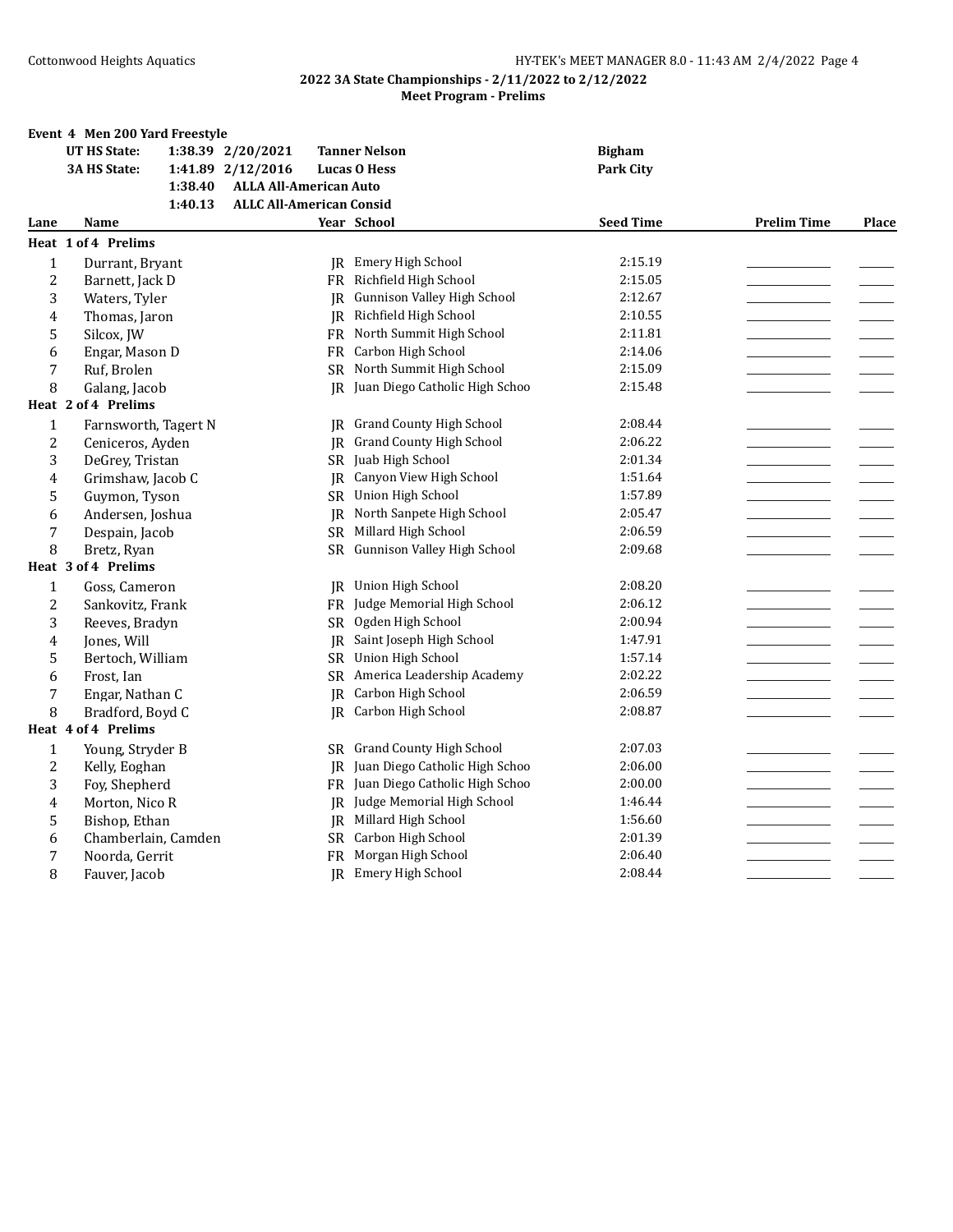## 2022 3A State Championships - 2/11/2022 to 2/12/2022
### Meet Program - Prelims

**Event 4 Men 200 Yard Freestyle**

| | | | | |
|---|---|---|---|---|
| **UT HS State:** | 1:38.39 | 2/20/2021 | **Tanner Nelson** | **Bigham** |
| **3A HS State:** | 1:41.89 | 2/12/2016 | **Lucas O Hess** | **Park City** |
| | 1:38.40 | **ALLA All-American Auto** | | |
| | 1:40.13 | **ALLC All-American Consid** | | |

| Lane | Name | Year | School | Seed Time | Prelim Time | Place |
|---|---|---|---|---|---|---|
| **Heat 1 of 4 Prelims** | | | | | | |
| 1 | Durrant, Bryant | JR | Emery High School | 2:15.19 | | |
| 2 | Barnett, Jack D | FR | Richfield High School | 2:15.05 | | |
| 3 | Waters, Tyler | JR | Gunnison Valley High School | 2:12.67 | | |
| 4 | Thomas, Jaron | JR | Richfield High School | 2:10.55 | | |
| 5 | Silcox, JW | FR | North Summit High School | 2:11.81 | | |
| 6 | Engar, Mason D | FR | Carbon High School | 2:14.06 | | |
| 7 | Ruf, Brolen | SR | North Summit High School | 2:15.09 | | |
| 8 | Galang, Jacob | JR | Juan Diego Catholic High Schoo | 2:15.48 | | |
| **Heat 2 of 4 Prelims** | | | | | | |
| 1 | Farnsworth, Tagert N | JR | Grand County High School | 2:08.44 | | |
| 2 | Ceniceros, Ayden | JR | Grand County High School | 2:06.22 | | |
| 3 | DeGrey, Tristan | SR | Juab High School | 2:01.34 | | |
| 4 | Grimshaw, Jacob C | JR | Canyon View High School | 1:51.64 | | |
| 5 | Guymon, Tyson | SR | Union High School | 1:57.89 | | |
| 6 | Andersen, Joshua | JR | North Sanpete High School | 2:05.47 | | |
| 7 | Despain, Jacob | SR | Millard High School | 2:06.59 | | |
| 8 | Bretz, Ryan | SR | Gunnison Valley High School | 2:09.68 | | |
| **Heat 3 of 4 Prelims** | | | | | | |
| 1 | Goss, Cameron | JR | Union High School | 2:08.20 | | |
| 2 | Sankovitz, Frank | FR | Judge Memorial High School | 2:06.12 | | |
| 3 | Reeves, Bradyn | SR | Ogden High School | 2:00.94 | | |
| 4 | Jones, Will | JR | Saint Joseph High School | 1:47.91 | | |
| 5 | Bertoch, William | SR | Union High School | 1:57.14 | | |
| 6 | Frost, Ian | SR | America Leadership Academy | 2:02.22 | | |
| 7 | Engar, Nathan C | JR | Carbon High School | 2:06.59 | | |
| 8 | Bradford, Boyd C | JR | Carbon High School | 2:08.87 | | |
| **Heat 4 of 4 Prelims** | | | | | | |
| 1 | Young, Stryder B | SR | Grand County High School | 2:07.03 | | |
| 2 | Kelly, Eoghan | JR | Juan Diego Catholic High Schoo | 2:06.00 | | |
| 3 | Foy, Shepherd | FR | Juan Diego Catholic High Schoo | 2:00.00 | | |
| 4 | Morton, Nico R | JR | Judge Memorial High School | 1:46.44 | | |
| 5 | Bishop, Ethan | JR | Millard High School | 1:56.60 | | |
| 6 | Chamberlain, Camden | SR | Carbon High School | 2:01.39 | | |
| 7 | Noorda, Gerrit | FR | Morgan High School | 2:06.40 | | |
| 8 | Fauver, Jacob | JR | Emery High School | 2:08.44 | | |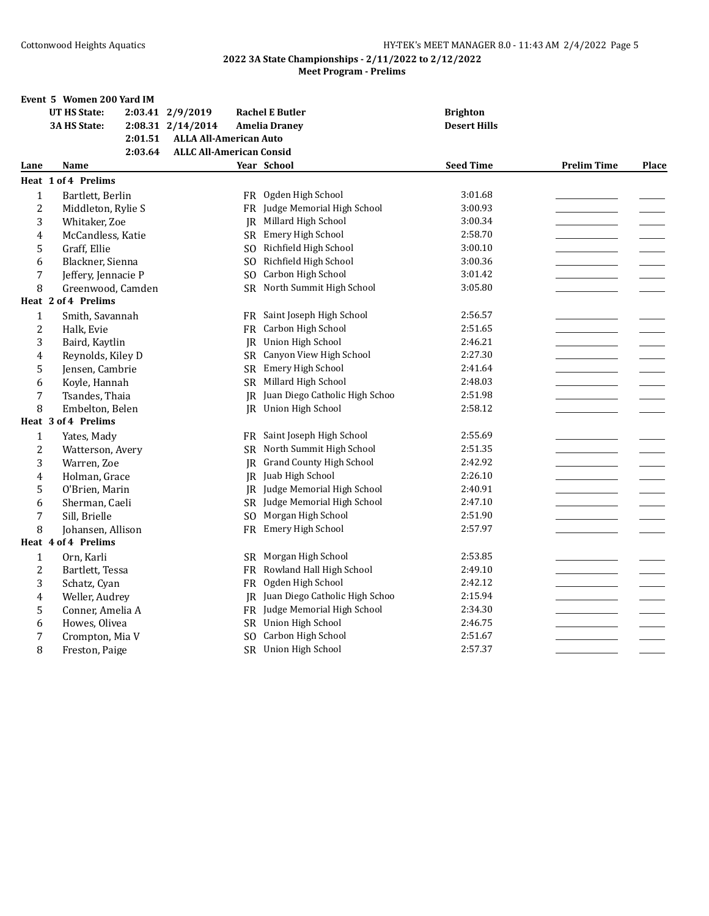## 2022 3A State Championships - 2/11/2022 to 2/12/2022
### Meet Program - Prelims

**Event 5 Women 200 Yard IM**

| | | | | |
|---|---|---|---|---|
| **UT HS State:** | 2:03.41 | 2/9/2019 | **Rachel E Butler** | **Brighton** |
| **3A HS State:** | 2:08.31 | 2/14/2014 | **Amelia Draney** | **Desert Hills** |
| | 2:01.51 | ALLA All-American Auto | | |
| | 2:03.64 | ALLC All-American Consid | | |

| Lane | Name | Year | School | Seed Time | Prelim Time | Place |
|---|---|---|---|---|---|---|
| **Heat 1 of 4 Prelims** | | | | | | |
| 1 | Bartlett, Berlin | FR | Ogden High School | 3:01.68 | | |
| 2 | Middleton, Rylie S | FR | Judge Memorial High School | 3:00.93 | | |
| 3 | Whitaker, Zoe | JR | Millard High School | 3:00.34 | | |
| 4 | McCandless, Katie | SR | Emery High School | 2:58.70 | | |
| 5 | Graff, Ellie | SO | Richfield High School | 3:00.10 | | |
| 6 | Blackner, Sienna | SO | Richfield High School | 3:00.36 | | |
| 7 | Jeffery, Jennacie P | SO | Carbon High School | 3:01.42 | | |
| 8 | Greenwood, Camden | SR | North Summit High School | 3:05.80 | | |
| **Heat 2 of 4 Prelims** | | | | | | |
| 1 | Smith, Savannah | FR | Saint Joseph High School | 2:56.57 | | |
| 2 | Halk, Evie | FR | Carbon High School | 2:51.65 | | |
| 3 | Baird, Kaytlin | JR | Union High School | 2:46.21 | | |
| 4 | Reynolds, Kiley D | SR | Canyon View High School | 2:27.30 | | |
| 5 | Jensen, Cambrie | SR | Emery High School | 2:41.64 | | |
| 6 | Koyle, Hannah | SR | Millard High School | 2:48.03 | | |
| 7 | Tsandes, Thaia | JR | Juan Diego Catholic High Schoo | 2:51.98 | | |
| 8 | Embelton, Belen | JR | Union High School | 2:58.12 | | |
| **Heat 3 of 4 Prelims** | | | | | | |
| 1 | Yates, Mady | FR | Saint Joseph High School | 2:55.69 | | |
| 2 | Watterson, Avery | SR | North Summit High School | 2:51.35 | | |
| 3 | Warren, Zoe | JR | Grand County High School | 2:42.92 | | |
| 4 | Holman, Grace | JR | Juab High School | 2:26.10 | | |
| 5 | O'Brien, Marin | JR | Judge Memorial High School | 2:40.91 | | |
| 6 | Sherman, Caeli | SR | Judge Memorial High School | 2:47.10 | | |
| 7 | Sill, Brielle | SO | Morgan High School | 2:51.90 | | |
| 8 | Johansen, Allison | FR | Emery High School | 2:57.97 | | |
| **Heat 4 of 4 Prelims** | | | | | | |
| 1 | Orn, Karli | SR | Morgan High School | 2:53.85 | | |
| 2 | Bartlett, Tessa | FR | Rowland Hall High School | 2:49.10 | | |
| 3 | Schatz, Cyan | FR | Ogden High School | 2:42.12 | | |
| 4 | Weller, Audrey | JR | Juan Diego Catholic High Schoo | 2:15.94 | | |
| 5 | Conner, Amelia A | FR | Judge Memorial High School | 2:34.30 | | |
| 6 | Howes, Olivea | SR | Union High School | 2:46.75 | | |
| 7 | Crompton, Mia V | SO | Carbon High School | 2:51.67 | | |
| 8 | Freston, Paige | SR | Union High School | 2:57.37 | | |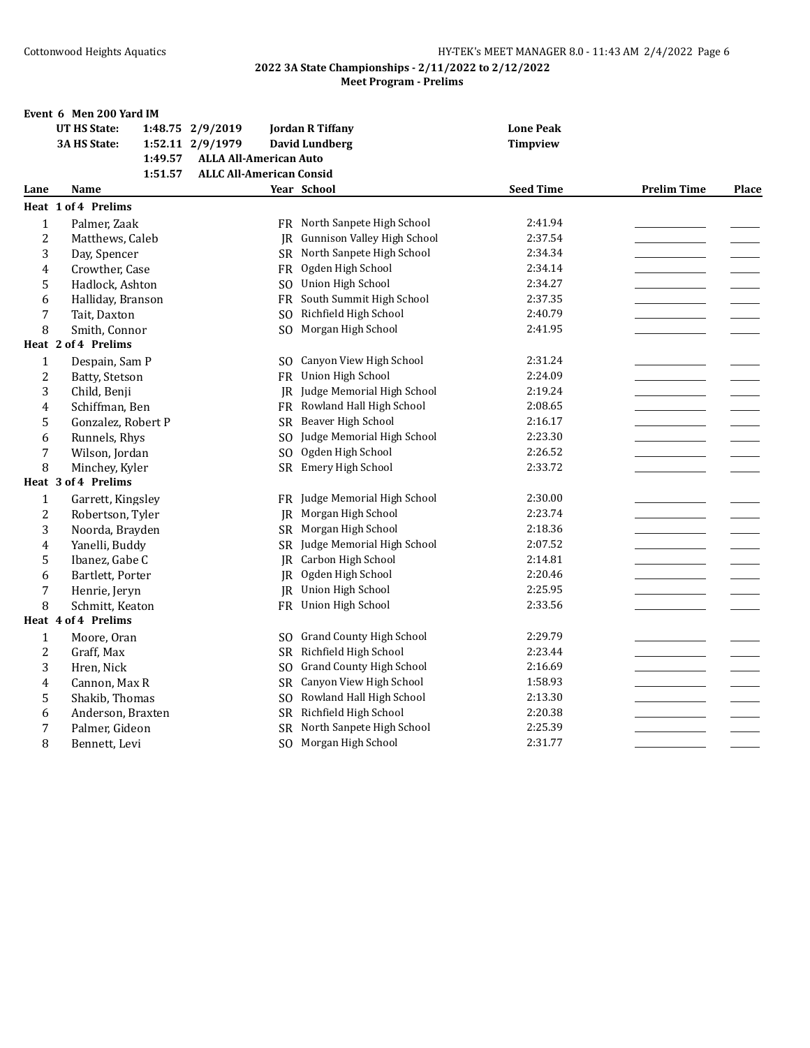## 2022 3A State Championships - 2/11/2022 to 2/12/2022

### Meet Program - Prelims

**Event 6 Men 200 Yard IM**

| | | | | |
|---|---|---|---|---|
| **UT HS State:** | 1:48.75 | 2/9/2019 | **Jordan R Tiffany** | **Lone Peak** |
| **3A HS State:** | 1:52.11 | 2/9/1979 | **David Lundberg** | **Timpview** |
| | 1:49.57 | **ALLA All-American Auto** | | |
| | 1:51.57 | **ALLC All-American Consid** | | |

| Lane | Name | Year | School | Seed Time | Prelim Time | Place |
|---|---|---|---|---|---|---|
| **Heat 1 of 4 Prelims** | | | | | | |
| 1 | Palmer, Zaak | FR | North Sanpete High School | 2:41.94 | | |
| 2 | Matthews, Caleb | JR | Gunnison Valley High School | 2:37.54 | | |
| 3 | Day, Spencer | SR | North Sanpete High School | 2:34.34 | | |
| 4 | Crowther, Case | FR | Ogden High School | 2:34.14 | | |
| 5 | Hadlock, Ashton | SO | Union High School | 2:34.27 | | |
| 6 | Halliday, Branson | FR | South Summit High School | 2:37.35 | | |
| 7 | Tait, Daxton | SO | Richfield High School | 2:40.79 | | |
| 8 | Smith, Connor | SO | Morgan High School | 2:41.95 | | |
| **Heat 2 of 4 Prelims** | | | | | | |
| 1 | Despain, Sam P | SO | Canyon View High School | 2:31.24 | | |
| 2 | Batty, Stetson | FR | Union High School | 2:24.09 | | |
| 3 | Child, Benji | JR | Judge Memorial High School | 2:19.24 | | |
| 4 | Schiffman, Ben | FR | Rowland Hall High School | 2:08.65 | | |
| 5 | Gonzalez, Robert P | SR | Beaver High School | 2:16.17 | | |
| 6 | Runnels, Rhys | SO | Judge Memorial High School | 2:23.30 | | |
| 7 | Wilson, Jordan | SO | Ogden High School | 2:26.52 | | |
| 8 | Minchey, Kyler | SR | Emery High School | 2:33.72 | | |
| **Heat 3 of 4 Prelims** | | | | | | |
| 1 | Garrett, Kingsley | FR | Judge Memorial High School | 2:30.00 | | |
| 2 | Robertson, Tyler | JR | Morgan High School | 2:23.74 | | |
| 3 | Noorda, Brayden | SR | Morgan High School | 2:18.36 | | |
| 4 | Yanelli, Buddy | SR | Judge Memorial High School | 2:07.52 | | |
| 5 | Ibanez, Gabe C | JR | Carbon High School | 2:14.81 | | |
| 6 | Bartlett, Porter | JR | Ogden High School | 2:20.46 | | |
| 7 | Henrie, Jeryn | JR | Union High School | 2:25.95 | | |
| 8 | Schmitt, Keaton | FR | Union High School | 2:33.56 | | |
| **Heat 4 of 4 Prelims** | | | | | | |
| 1 | Moore, Oran | SO | Grand County High School | 2:29.79 | | |
| 2 | Graff, Max | SR | Richfield High School | 2:23.44 | | |
| 3 | Hren, Nick | SO | Grand County High School | 2:16.69 | | |
| 4 | Cannon, Max R | SR | Canyon View High School | 1:58.93 | | |
| 5 | Shakib, Thomas | SO | Rowland Hall High School | 2:13.30 | | |
| 6 | Anderson, Braxten | SR | Richfield High School | 2:20.38 | | |
| 7 | Palmer, Gideon | SR | North Sanpete High School | 2:25.39 | | |
| 8 | Bennett, Levi | SO | Morgan High School | 2:31.77 | | |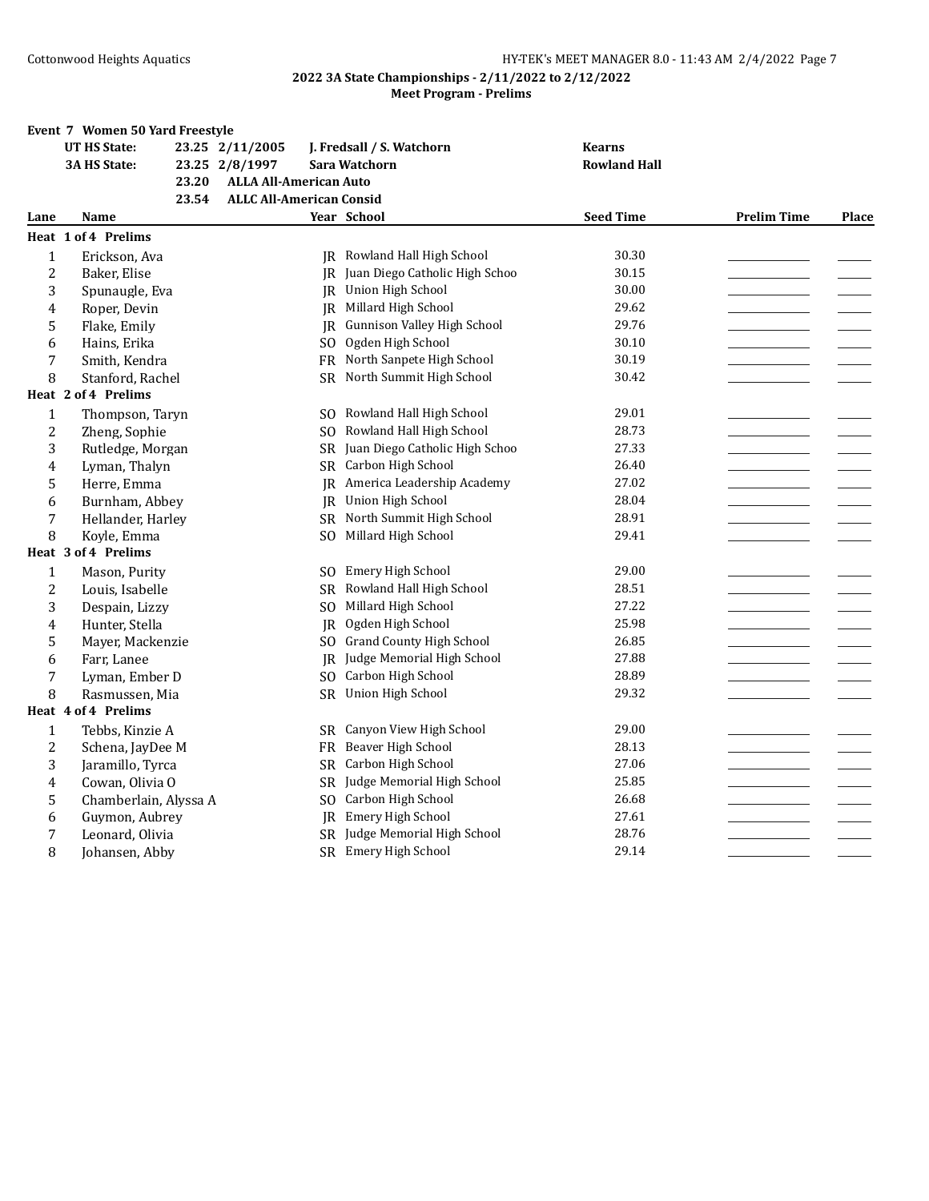## 2022 3A State Championships - 2/11/2022 to 2/12/2022

### Meet Program - Prelims

**Event 7 Women 50 Yard Freestyle**

| | | | |
|---|---|---|---|
| **UT HS State:** | **23.25 2/11/2005** | **J. Fredsall / S. Watchorn** | **Kearns** |
| **3A HS State:** | **23.25 2/8/1997** | **Sara Watchorn** | **Rowland Hall** |
| | **23.20** | **ALLA All-American Auto** | |
| | **23.54** | **ALLC All-American Consid** | |

| Lane | Name | Year | School | Seed Time | Prelim Time | Place |
|---|---|---|---|---|---|---|
| **Heat 1 of 4 Prelims** | | | | | | |
| 1 | Erickson, Ava | JR | Rowland Hall High School | 30.30 | | |
| 2 | Baker, Elise | JR | Juan Diego Catholic High Schoo | 30.15 | | |
| 3 | Spunaugle, Eva | JR | Union High School | 30.00 | | |
| 4 | Roper, Devin | JR | Millard High School | 29.62 | | |
| 5 | Flake, Emily | JR | Gunnison Valley High School | 29.76 | | |
| 6 | Hains, Erika | SO | Ogden High School | 30.10 | | |
| 7 | Smith, Kendra | FR | North Sanpete High School | 30.19 | | |
| 8 | Stanford, Rachel | SR | North Summit High School | 30.42 | | |
| **Heat 2 of 4 Prelims** | | | | | | |
| 1 | Thompson, Taryn | SO | Rowland Hall High School | 29.01 | | |
| 2 | Zheng, Sophie | SO | Rowland Hall High School | 28.73 | | |
| 3 | Rutledge, Morgan | SR | Juan Diego Catholic High Schoo | 27.33 | | |
| 4 | Lyman, Thalyn | SR | Carbon High School | 26.40 | | |
| 5 | Herre, Emma | JR | America Leadership Academy | 27.02 | | |
| 6 | Burnham, Abbey | JR | Union High School | 28.04 | | |
| 7 | Hellander, Harley | SR | North Summit High School | 28.91 | | |
| 8 | Koyle, Emma | SO | Millard High School | 29.41 | | |
| **Heat 3 of 4 Prelims** | | | | | | |
| 1 | Mason, Purity | SO | Emery High School | 29.00 | | |
| 2 | Louis, Isabelle | SR | Rowland Hall High School | 28.51 | | |
| 3 | Despain, Lizzy | SO | Millard High School | 27.22 | | |
| 4 | Hunter, Stella | JR | Ogden High School | 25.98 | | |
| 5 | Mayer, Mackenzie | SO | Grand County High School | 26.85 | | |
| 6 | Farr, Lanee | JR | Judge Memorial High School | 27.88 | | |
| 7 | Lyman, Ember D | SO | Carbon High School | 28.89 | | |
| 8 | Rasmussen, Mia | SR | Union High School | 29.32 | | |
| **Heat 4 of 4 Prelims** | | | | | | |
| 1 | Tebbs, Kinzie A | SR | Canyon View High School | 29.00 | | |
| 2 | Schena, JayDee M | FR | Beaver High School | 28.13 | | |
| 3 | Jaramillo, Tyrca | SR | Carbon High School | 27.06 | | |
| 4 | Cowan, Olivia O | SR | Judge Memorial High School | 25.85 | | |
| 5 | Chamberlain, Alyssa A | SO | Carbon High School | 26.68 | | |
| 6 | Guymon, Aubrey | JR | Emery High School | 27.61 | | |
| 7 | Leonard, Olivia | SR | Judge Memorial High School | 28.76 | | |
| 8 | Johansen, Abby | SR | Emery High School | 29.14 | | |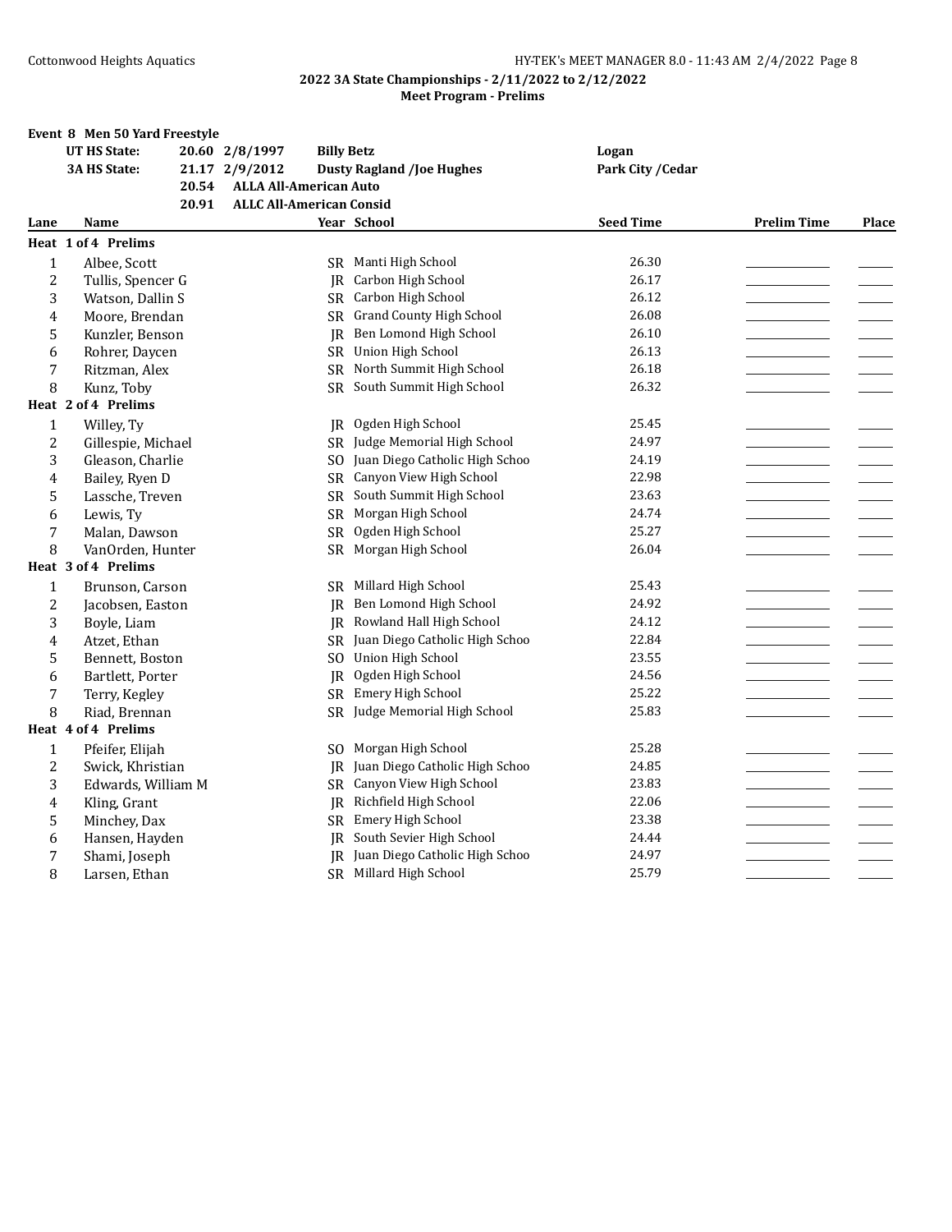## 2022 3A State Championships - 2/11/2022 to 2/12/2022
### Meet Program - Prelims

**Event 8 Men 50 Yard Freestyle**

| | | | | |
|---|---|---|---|---|
| **UT HS State:** | 20.60 | 2/8/1997 | **Billy Betz** | **Logan** |
| **3A HS State:** | 21.17 | 2/9/2012 | **Dusty Ragland /Joe Hughes** | **Park City /Cedar** |
| | 20.54 | **ALLA All-American Auto** | | |
| | 20.91 | **ALLC All-American Consid** | | |

| Lane | Name | Year | School | Seed Time | Prelim Time | Place |
|---|---|---|---|---|---|---|
| **Heat 1 of 4 Prelims** | | | | | | |
| 1 | Albee, Scott | SR | Manti High School | 26.30 | | |
| 2 | Tullis, Spencer G | JR | Carbon High School | 26.17 | | |
| 3 | Watson, Dallin S | SR | Carbon High School | 26.12 | | |
| 4 | Moore, Brendan | SR | Grand County High School | 26.08 | | |
| 5 | Kunzler, Benson | JR | Ben Lomond High School | 26.10 | | |
| 6 | Rohrer, Daycen | SR | Union High School | 26.13 | | |
| 7 | Ritzman, Alex | SR | North Summit High School | 26.18 | | |
| 8 | Kunz, Toby | SR | South Summit High School | 26.32 | | |
| **Heat 2 of 4 Prelims** | | | | | | |
| 1 | Willey, Ty | JR | Ogden High School | 25.45 | | |
| 2 | Gillespie, Michael | SR | Judge Memorial High School | 24.97 | | |
| 3 | Gleason, Charlie | SO | Juan Diego Catholic High Schoo | 24.19 | | |
| 4 | Bailey, Ryen D | SR | Canyon View High School | 22.98 | | |
| 5 | Lassche, Treven | SR | South Summit High School | 23.63 | | |
| 6 | Lewis, Ty | SR | Morgan High School | 24.74 | | |
| 7 | Malan, Dawson | SR | Ogden High School | 25.27 | | |
| 8 | VanOrden, Hunter | SR | Morgan High School | 26.04 | | |
| **Heat 3 of 4 Prelims** | | | | | | |
| 1 | Brunson, Carson | SR | Millard High School | 25.43 | | |
| 2 | Jacobsen, Easton | JR | Ben Lomond High School | 24.92 | | |
| 3 | Boyle, Liam | JR | Rowland Hall High School | 24.12 | | |
| 4 | Atzet, Ethan | SR | Juan Diego Catholic High Schoo | 22.84 | | |
| 5 | Bennett, Boston | SO | Union High School | 23.55 | | |
| 6 | Bartlett, Porter | JR | Ogden High School | 24.56 | | |
| 7 | Terry, Kegley | SR | Emery High School | 25.22 | | |
| 8 | Riad, Brennan | SR | Judge Memorial High School | 25.83 | | |
| **Heat 4 of 4 Prelims** | | | | | | |
| 1 | Pfeifer, Elijah | SO | Morgan High School | 25.28 | | |
| 2 | Swick, Khristian | JR | Juan Diego Catholic High Schoo | 24.85 | | |
| 3 | Edwards, William M | SR | Canyon View High School | 23.83 | | |
| 4 | Kling, Grant | JR | Richfield High School | 22.06 | | |
| 5 | Minchey, Dax | SR | Emery High School | 23.38 | | |
| 6 | Hansen, Hayden | JR | South Sevier High School | 24.44 | | |
| 7 | Shami, Joseph | JR | Juan Diego Catholic High Schoo | 24.97 | | |
| 8 | Larsen, Ethan | SR | Millard High School | 25.79 | | |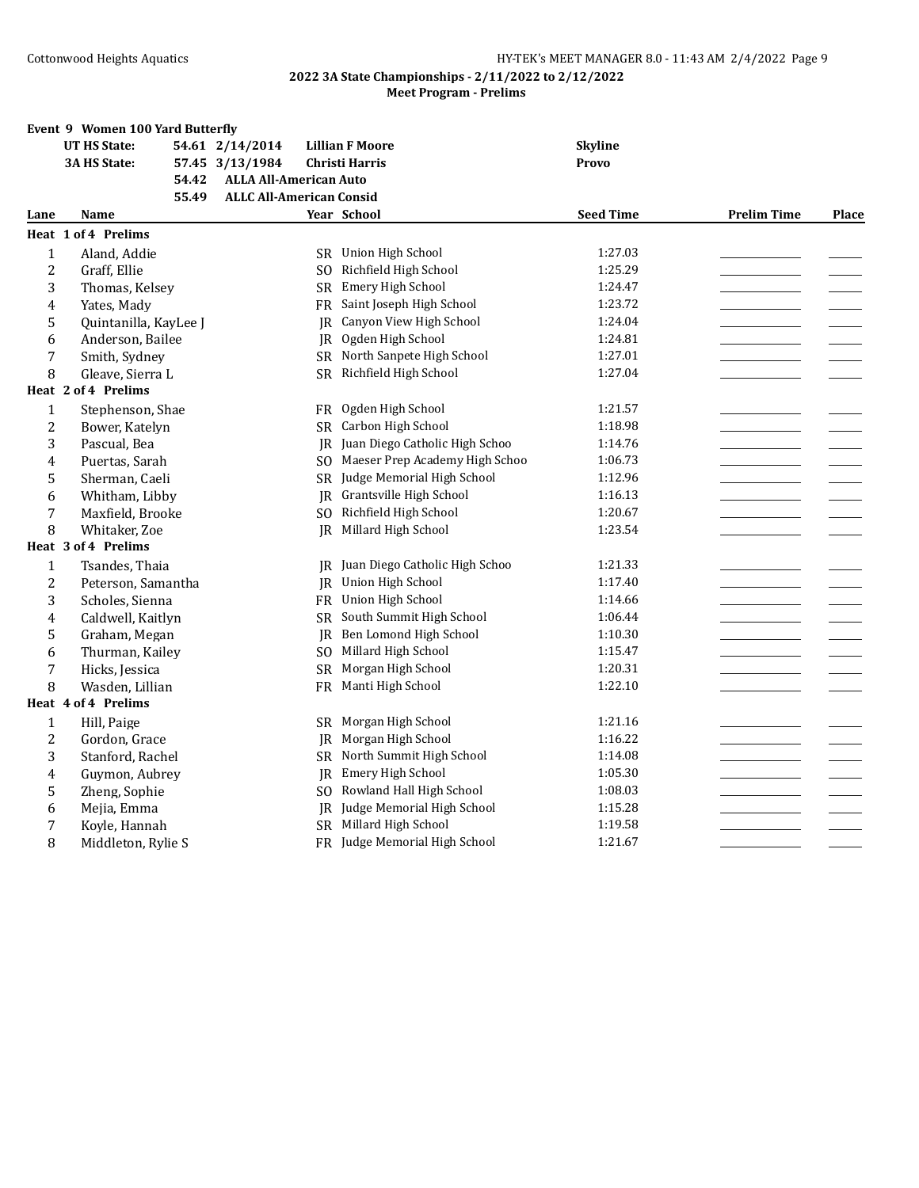## 2022 3A State Championships - 2/11/2022 to 2/12/2022

### Meet Program - Prelims

**Event 9 Women 100 Yard Butterfly**

| | | | | |
|---|---|---|---|---|
| **UT HS State:** | **54.61** | **2/14/2014** | **Lillian F Moore** | **Skyline** |
| **3A HS State:** | **57.45** | **3/13/1984** | **Christi Harris** | **Provo** |
| | **54.42** | **ALLA All-American Auto** | | |
| | **55.49** | **ALLC All-American Consid** | | |

| Lane | Name | Year | School | Seed Time | Prelim Time | Place |
|---|---|---|---|---|---|---|
| **Heat 1 of 4 Prelims** | | | | | | |
| 1 | Aland, Addie | SR | Union High School | 1:27.03 | | |
| 2 | Graff, Ellie | SO | Richfield High School | 1:25.29 | | |
| 3 | Thomas, Kelsey | SR | Emery High School | 1:24.47 | | |
| 4 | Yates, Mady | FR | Saint Joseph High School | 1:23.72 | | |
| 5 | Quintanilla, KayLee J | JR | Canyon View High School | 1:24.04 | | |
| 6 | Anderson, Bailee | JR | Ogden High School | 1:24.81 | | |
| 7 | Smith, Sydney | SR | North Sanpete High School | 1:27.01 | | |
| 8 | Gleave, Sierra L | SR | Richfield High School | 1:27.04 | | |
| **Heat 2 of 4 Prelims** | | | | | | |
| 1 | Stephenson, Shae | FR | Ogden High School | 1:21.57 | | |
| 2 | Bower, Katelyn | SR | Carbon High School | 1:18.98 | | |
| 3 | Pascual, Bea | JR | Juan Diego Catholic High Schoo | 1:14.76 | | |
| 4 | Puertas, Sarah | SO | Maeser Prep Academy High Schoo | 1:06.73 | | |
| 5 | Sherman, Caeli | SR | Judge Memorial High School | 1:12.96 | | |
| 6 | Whitham, Libby | JR | Grantsville High School | 1:16.13 | | |
| 7 | Maxfield, Brooke | SO | Richfield High School | 1:20.67 | | |
| 8 | Whitaker, Zoe | JR | Millard High School | 1:23.54 | | |
| **Heat 3 of 4 Prelims** | | | | | | |
| 1 | Tsandes, Thaia | JR | Juan Diego Catholic High Schoo | 1:21.33 | | |
| 2 | Peterson, Samantha | JR | Union High School | 1:17.40 | | |
| 3 | Scholes, Sienna | FR | Union High School | 1:14.66 | | |
| 4 | Caldwell, Kaitlyn | SR | South Summit High School | 1:06.44 | | |
| 5 | Graham, Megan | JR | Ben Lomond High School | 1:10.30 | | |
| 6 | Thurman, Kailey | SO | Millard High School | 1:15.47 | | |
| 7 | Hicks, Jessica | SR | Morgan High School | 1:20.31 | | |
| 8 | Wasden, Lillian | FR | Manti High School | 1:22.10 | | |
| **Heat 4 of 4 Prelims** | | | | | | |
| 1 | Hill, Paige | SR | Morgan High School | 1:21.16 | | |
| 2 | Gordon, Grace | JR | Morgan High School | 1:16.22 | | |
| 3 | Stanford, Rachel | SR | North Summit High School | 1:14.08 | | |
| 4 | Guymon, Aubrey | JR | Emery High School | 1:05.30 | | |
| 5 | Zheng, Sophie | SO | Rowland Hall High School | 1:08.03 | | |
| 6 | Mejia, Emma | JR | Judge Memorial High School | 1:15.28 | | |
| 7 | Koyle, Hannah | SR | Millard High School | 1:19.58 | | |
| 8 | Middleton, Rylie S | FR | Judge Memorial High School | 1:21.67 | | |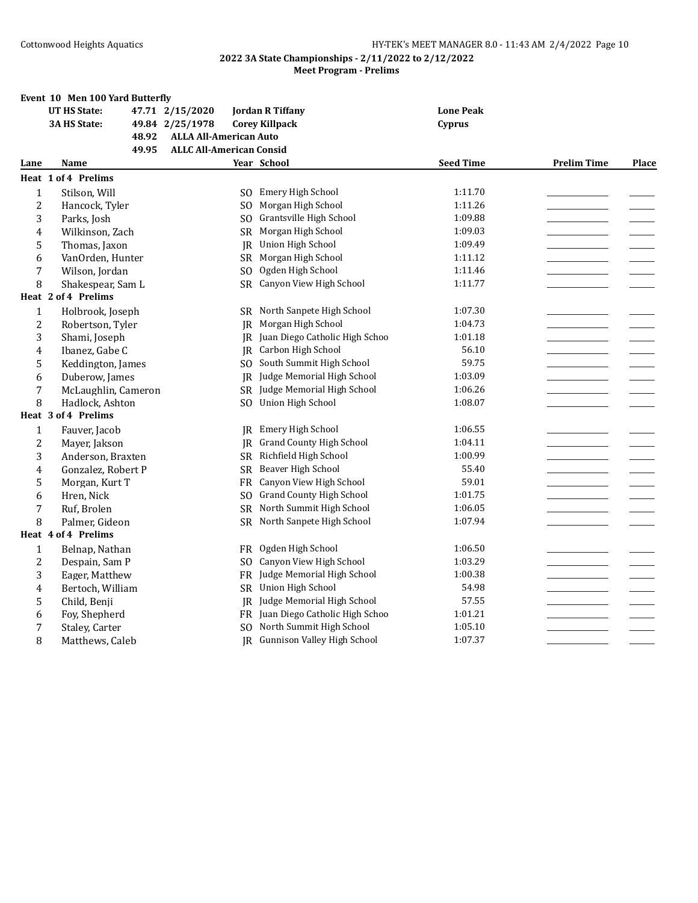## 2022 3A State Championships - 2/11/2022 to 2/12/2022

### Meet Program - Prelims

### Event 10 Men 100 Yard Butterfly

| | | | | |
|---|---|---|---|---|
| UT HS State: | 47.71 | 2/15/2020 | Jordan R Tiffany | Lone Peak |
| 3A HS State: | 49.84 | 2/25/1978 | Corey Killpack | Cyprus |
| | 48.92 | ALLA All-American Auto | | |
| | 49.95 | ALLC All-American Consid | | |

| Lane | Name | Year | School | Seed Time | Prelim Time | Place |
|---|---|---|---|---|---|---|
| **Heat 1 of 4 Prelims** | | | | | | |
| 1 | Stilson, Will | SO | Emery High School | 1:11.70 | | |
| 2 | Hancock, Tyler | SO | Morgan High School | 1:11.26 | | |
| 3 | Parks, Josh | SO | Grantsville High School | 1:09.88 | | |
| 4 | Wilkinson, Zach | SR | Morgan High School | 1:09.03 | | |
| 5 | Thomas, Jaxon | JR | Union High School | 1:09.49 | | |
| 6 | VanOrden, Hunter | SR | Morgan High School | 1:11.12 | | |
| 7 | Wilson, Jordan | SO | Ogden High School | 1:11.46 | | |
| 8 | Shakespear, Sam L | SR | Canyon View High School | 1:11.77 | | |
| **Heat 2 of 4 Prelims** | | | | | | |
| 1 | Holbrook, Joseph | SR | North Sanpete High School | 1:07.30 | | |
| 2 | Robertson, Tyler | JR | Morgan High School | 1:04.73 | | |
| 3 | Shami, Joseph | JR | Juan Diego Catholic High Schoo | 1:01.18 | | |
| 4 | Ibanez, Gabe C | JR | Carbon High School | 56.10 | | |
| 5 | Keddington, James | SO | South Summit High School | 59.75 | | |
| 6 | Duberow, James | JR | Judge Memorial High School | 1:03.09 | | |
| 7 | McLaughlin, Cameron | SR | Judge Memorial High School | 1:06.26 | | |
| 8 | Hadlock, Ashton | SO | Union High School | 1:08.07 | | |
| **Heat 3 of 4 Prelims** | | | | | | |
| 1 | Fauver, Jacob | JR | Emery High School | 1:06.55 | | |
| 2 | Mayer, Jakson | JR | Grand County High School | 1:04.11 | | |
| 3 | Anderson, Braxten | SR | Richfield High School | 1:00.99 | | |
| 4 | Gonzalez, Robert P | SR | Beaver High School | 55.40 | | |
| 5 | Morgan, Kurt T | FR | Canyon View High School | 59.01 | | |
| 6 | Hren, Nick | SO | Grand County High School | 1:01.75 | | |
| 7 | Ruf, Brolen | SR | North Summit High School | 1:06.05 | | |
| 8 | Palmer, Gideon | SR | North Sanpete High School | 1:07.94 | | |
| **Heat 4 of 4 Prelims** | | | | | | |
| 1 | Belnap, Nathan | FR | Ogden High School | 1:06.50 | | |
| 2 | Despain, Sam P | SO | Canyon View High School | 1:03.29 | | |
| 3 | Eager, Matthew | FR | Judge Memorial High School | 1:00.38 | | |
| 4 | Bertoch, William | SR | Union High School | 54.98 | | |
| 5 | Child, Benji | JR | Judge Memorial High School | 57.55 | | |
| 6 | Foy, Shepherd | FR | Juan Diego Catholic High Schoo | 1:01.21 | | |
| 7 | Staley, Carter | SO | North Summit High School | 1:05.10 | | |
| 8 | Matthews, Caleb | JR | Gunnison Valley High School | 1:07.37 | | |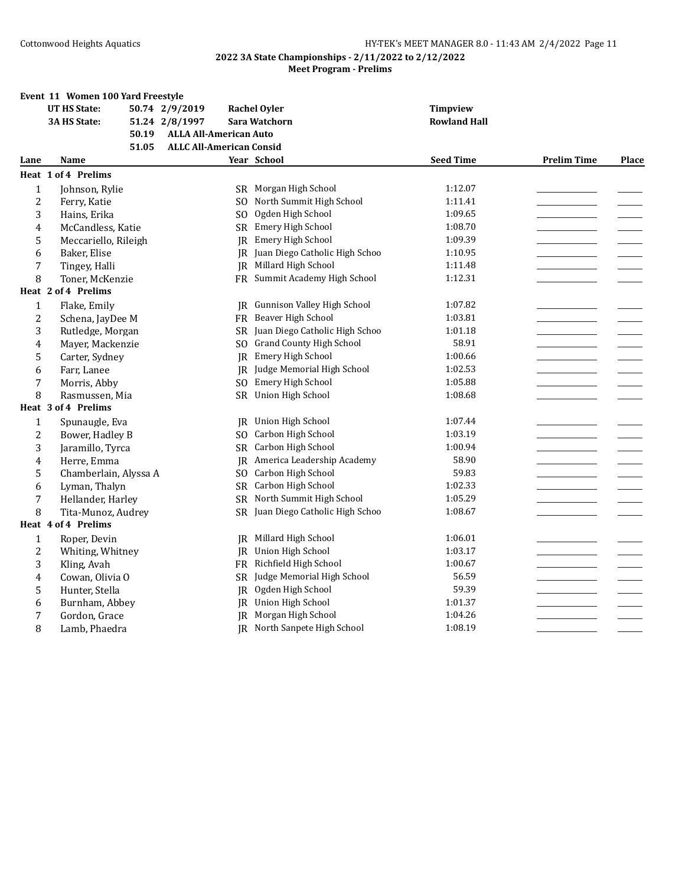**2022 3A State Championships - 2/11/2022 to 2/12/2022**
**Meet Program - Prelims**

## Event 11 Women 100 Yard Freestyle

| | | | |
|---|---|---|---|
| **UT HS State:** | **50.74 2/9/2019** | **Rachel Oyler** | **Timpview** |
| **3A HS State:** | **51.24 2/8/1997** | **Sara Watchorn** | **Rowland Hall** |
| | **50.19** | **ALLA All-American Auto** | |
| | **51.05** | **ALLC All-American Consid** | |

| Lane | Name | Year | School | Seed Time | Prelim Time | Place |
|---|---|---|---|---|---|---|
| **Heat 1 of 4 Prelims** | | | | | | |
| 1 | Johnson, Rylie | SR | Morgan High School | 1:12.07 | | |
| 2 | Ferry, Katie | SO | North Summit High School | 1:11.41 | | |
| 3 | Hains, Erika | SO | Ogden High School | 1:09.65 | | |
| 4 | McCandless, Katie | SR | Emery High School | 1:08.70 | | |
| 5 | Meccariello, Rileigh | JR | Emery High School | 1:09.39 | | |
| 6 | Baker, Elise | JR | Juan Diego Catholic High Schoo | 1:10.95 | | |
| 7 | Tingey, Halli | JR | Millard High School | 1:11.48 | | |
| 8 | Toner, McKenzie | FR | Summit Academy High School | 1:12.31 | | |
| **Heat 2 of 4 Prelims** | | | | | | |
| 1 | Flake, Emily | JR | Gunnison Valley High School | 1:07.82 | | |
| 2 | Schena, JayDee M | FR | Beaver High School | 1:03.81 | | |
| 3 | Rutledge, Morgan | SR | Juan Diego Catholic High Schoo | 1:01.18 | | |
| 4 | Mayer, Mackenzie | SO | Grand County High School | 58.91 | | |
| 5 | Carter, Sydney | JR | Emery High School | 1:00.66 | | |
| 6 | Farr, Lanee | JR | Judge Memorial High School | 1:02.53 | | |
| 7 | Morris, Abby | SO | Emery High School | 1:05.88 | | |
| 8 | Rasmussen, Mia | SR | Union High School | 1:08.68 | | |
| **Heat 3 of 4 Prelims** | | | | | | |
| 1 | Spunaugle, Eva | JR | Union High School | 1:07.44 | | |
| 2 | Bower, Hadley B | SO | Carbon High School | 1:03.19 | | |
| 3 | Jaramillo, Tyrca | SR | Carbon High School | 1:00.94 | | |
| 4 | Herre, Emma | JR | America Leadership Academy | 58.90 | | |
| 5 | Chamberlain, Alyssa A | SO | Carbon High School | 59.83 | | |
| 6 | Lyman, Thalyn | SR | Carbon High School | 1:02.33 | | |
| 7 | Hellander, Harley | SR | North Summit High School | 1:05.29 | | |
| 8 | Tita-Munoz, Audrey | SR | Juan Diego Catholic High Schoo | 1:08.67 | | |
| **Heat 4 of 4 Prelims** | | | | | | |
| 1 | Roper, Devin | JR | Millard High School | 1:06.01 | | |
| 2 | Whiting, Whitney | JR | Union High School | 1:03.17 | | |
| 3 | Kling, Avah | FR | Richfield High School | 1:00.67 | | |
| 4 | Cowan, Olivia O | SR | Judge Memorial High School | 56.59 | | |
| 5 | Hunter, Stella | JR | Ogden High School | 59.39 | | |
| 6 | Burnham, Abbey | JR | Union High School | 1:01.37 | | |
| 7 | Gordon, Grace | JR | Morgan High School | 1:04.26 | | |
| 8 | Lamb, Phaedra | JR | North Sanpete High School | 1:08.19 | | |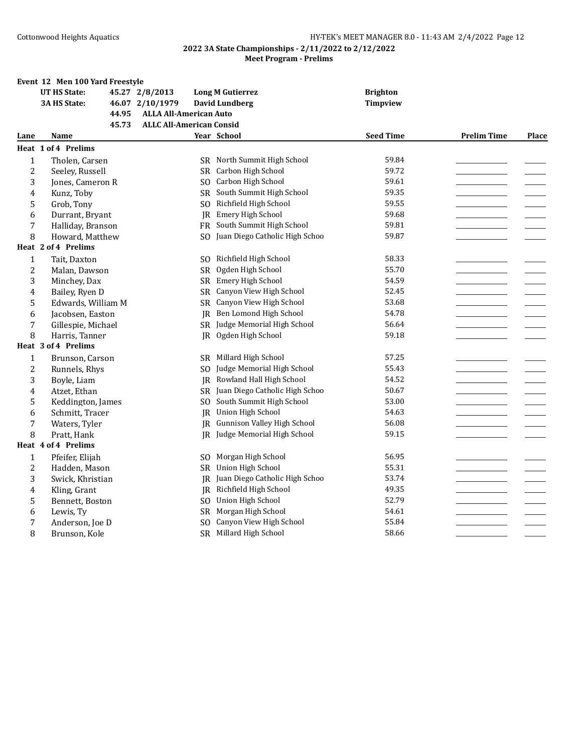## 2022 3A State Championships - 2/11/2022 to 2/12/2022

### Meet Program - Prelims

#### Event 12 Men 100 Yard Freestyle

| | | | | |
|---|---|---|---|---|
| **UT HS State:** | **45.27** | **2/8/2013** | **Long M Gutierrez** | **Brighton** |
| **3A HS State:** | **46.07** | **2/10/1979** | **David Lundberg** | **Timpview** |
| | **44.95** | **ALLA All-American Auto** | | |
| | **45.73** | **ALLC All-American Consid** | | |

| Lane | Name | Year | School | Seed Time | Prelim Time | Place |
|---|---|---|---|---|---|---|
| **Heat 1 of 4 Prelims** | | | | | | |
| 1 | Tholen, Carsen | SR | North Summit High School | 59.84 | | |
| 2 | Seeley, Russell | SR | Carbon High School | 59.72 | | |
| 3 | Jones, Cameron R | SO | Carbon High School | 59.61 | | |
| 4 | Kunz, Toby | SR | South Summit High School | 59.35 | | |
| 5 | Grob, Tony | SO | Richfield High School | 59.55 | | |
| 6 | Durrant, Bryant | JR | Emery High School | 59.68 | | |
| 7 | Halliday, Branson | FR | South Summit High School | 59.81 | | |
| 8 | Howard, Matthew | SO | Juan Diego Catholic High Schoo | 59.87 | | |
| **Heat 2 of 4 Prelims** | | | | | | |
| 1 | Tait, Daxton | SO | Richfield High School | 58.33 | | |
| 2 | Malan, Dawson | SR | Ogden High School | 55.70 | | |
| 3 | Minchey, Dax | SR | Emery High School | 54.59 | | |
| 4 | Bailey, Ryen D | SR | Canyon View High School | 52.45 | | |
| 5 | Edwards, William M | SR | Canyon View High School | 53.68 | | |
| 6 | Jacobsen, Easton | JR | Ben Lomond High School | 54.78 | | |
| 7 | Gillespie, Michael | SR | Judge Memorial High School | 56.64 | | |
| 8 | Harris, Tanner | JR | Ogden High School | 59.18 | | |
| **Heat 3 of 4 Prelims** | | | | | | |
| 1 | Brunson, Carson | SR | Millard High School | 57.25 | | |
| 2 | Runnels, Rhys | SO | Judge Memorial High School | 55.43 | | |
| 3 | Boyle, Liam | JR | Rowland Hall High School | 54.52 | | |
| 4 | Atzet, Ethan | SR | Juan Diego Catholic High Schoo | 50.67 | | |
| 5 | Keddington, James | SO | South Summit High School | 53.00 | | |
| 6 | Schmitt, Tracer | JR | Union High School | 54.63 | | |
| 7 | Waters, Tyler | JR | Gunnison Valley High School | 56.08 | | |
| 8 | Pratt, Hank | JR | Judge Memorial High School | 59.15 | | |
| **Heat 4 of 4 Prelims** | | | | | | |
| 1 | Pfeifer, Elijah | SO | Morgan High School | 56.95 | | |
| 2 | Hadden, Mason | SR | Union High School | 55.31 | | |
| 3 | Swick, Khristian | JR | Juan Diego Catholic High Schoo | 53.74 | | |
| 4 | Kling, Grant | JR | Richfield High School | 49.35 | | |
| 5 | Bennett, Boston | SO | Union High School | 52.79 | | |
| 6 | Lewis, Ty | SR | Morgan High School | 54.61 | | |
| 7 | Anderson, Joe D | SO | Canyon View High School | 55.84 | | |
| 8 | Brunson, Kole | SR | Millard High School | 58.66 | | |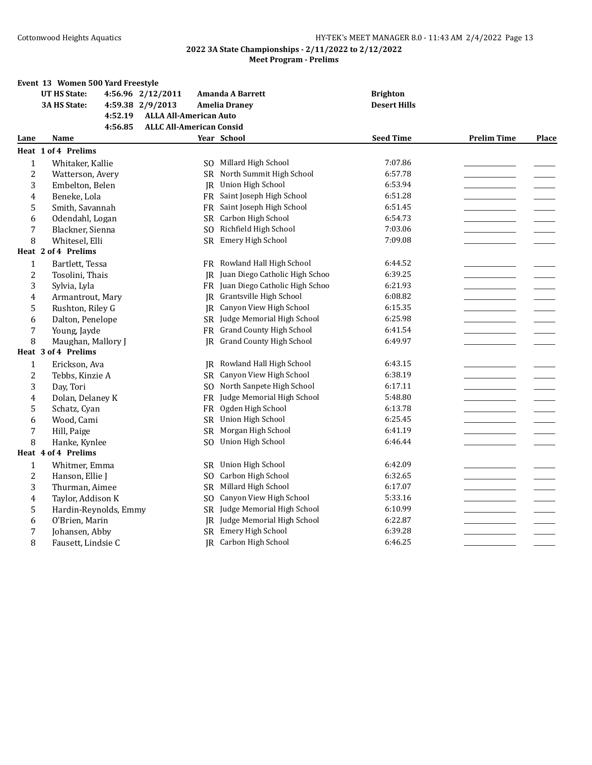## 2022 3A State Championships - 2/11/2022 to 2/12/2022
### Meet Program - Prelims

**Event 13 Women 500 Yard Freestyle**

| | | | | |
|---|---|---|---|---|
| **UT HS State:** | **4:56.96** | **2/12/2011** | **Amanda A Barrett** | **Brighton** |
| **3A HS State:** | **4:59.38** | **2/9/2013** | **Amelia Draney** | **Desert Hills** |
| | **4:52.19** | **ALLA All-American Auto** | | |
| | **4:56.85** | **ALLC All-American Consid** | | |

| Lane | Name | Year | School | Seed Time | Prelim Time | Place |
|---|---|---|---|---|---|---|
| **Heat 1 of 4 Prelims** | | | | | | |
| 1 | Whitaker, Kallie | SO | Millard High School | 7:07.86 | | |
| 2 | Watterson, Avery | SR | North Summit High School | 6:57.78 | | |
| 3 | Embelton, Belen | JR | Union High School | 6:53.94 | | |
| 4 | Beneke, Lola | FR | Saint Joseph High School | 6:51.28 | | |
| 5 | Smith, Savannah | FR | Saint Joseph High School | 6:51.45 | | |
| 6 | Odendahl, Logan | SR | Carbon High School | 6:54.73 | | |
| 7 | Blackner, Sienna | SO | Richfield High School | 7:03.06 | | |
| 8 | Whitesel, Elli | SR | Emery High School | 7:09.08 | | |
| **Heat 2 of 4 Prelims** | | | | | | |
| 1 | Bartlett, Tessa | FR | Rowland Hall High School | 6:44.52 | | |
| 2 | Tosolini, Thais | JR | Juan Diego Catholic High Schoo | 6:39.25 | | |
| 3 | Sylvia, Lyla | FR | Juan Diego Catholic High Schoo | 6:21.93 | | |
| 4 | Armantrout, Mary | JR | Grantsville High School | 6:08.82 | | |
| 5 | Rushton, Riley G | JR | Canyon View High School | 6:15.35 | | |
| 6 | Dalton, Penelope | SR | Judge Memorial High School | 6:25.98 | | |
| 7 | Young, Jayde | FR | Grand County High School | 6:41.54 | | |
| 8 | Maughan, Mallory J | JR | Grand County High School | 6:49.97 | | |
| **Heat 3 of 4 Prelims** | | | | | | |
| 1 | Erickson, Ava | JR | Rowland Hall High School | 6:43.15 | | |
| 2 | Tebbs, Kinzie A | SR | Canyon View High School | 6:38.19 | | |
| 3 | Day, Tori | SO | North Sanpete High School | 6:17.11 | | |
| 4 | Dolan, Delaney K | FR | Judge Memorial High School | 5:48.80 | | |
| 5 | Schatz, Cyan | FR | Ogden High School | 6:13.78 | | |
| 6 | Wood, Cami | SR | Union High School | 6:25.45 | | |
| 7 | Hill, Paige | SR | Morgan High School | 6:41.19 | | |
| 8 | Hanke, Kynlee | SO | Union High School | 6:46.44 | | |
| **Heat 4 of 4 Prelims** | | | | | | |
| 1 | Whitmer, Emma | SR | Union High School | 6:42.09 | | |
| 2 | Hanson, Ellie J | SO | Carbon High School | 6:32.65 | | |
| 3 | Thurman, Aimee | SR | Millard High School | 6:17.07 | | |
| 4 | Taylor, Addison K | SO | Canyon View High School | 5:33.16 | | |
| 5 | Hardin-Reynolds, Emmy | SR | Judge Memorial High School | 6:10.99 | | |
| 6 | O'Brien, Marin | JR | Judge Memorial High School | 6:22.87 | | |
| 7 | Johansen, Abby | SR | Emery High School | 6:39.28 | | |
| 8 | Fausett, Lindsie C | JR | Carbon High School | 6:46.25 | | |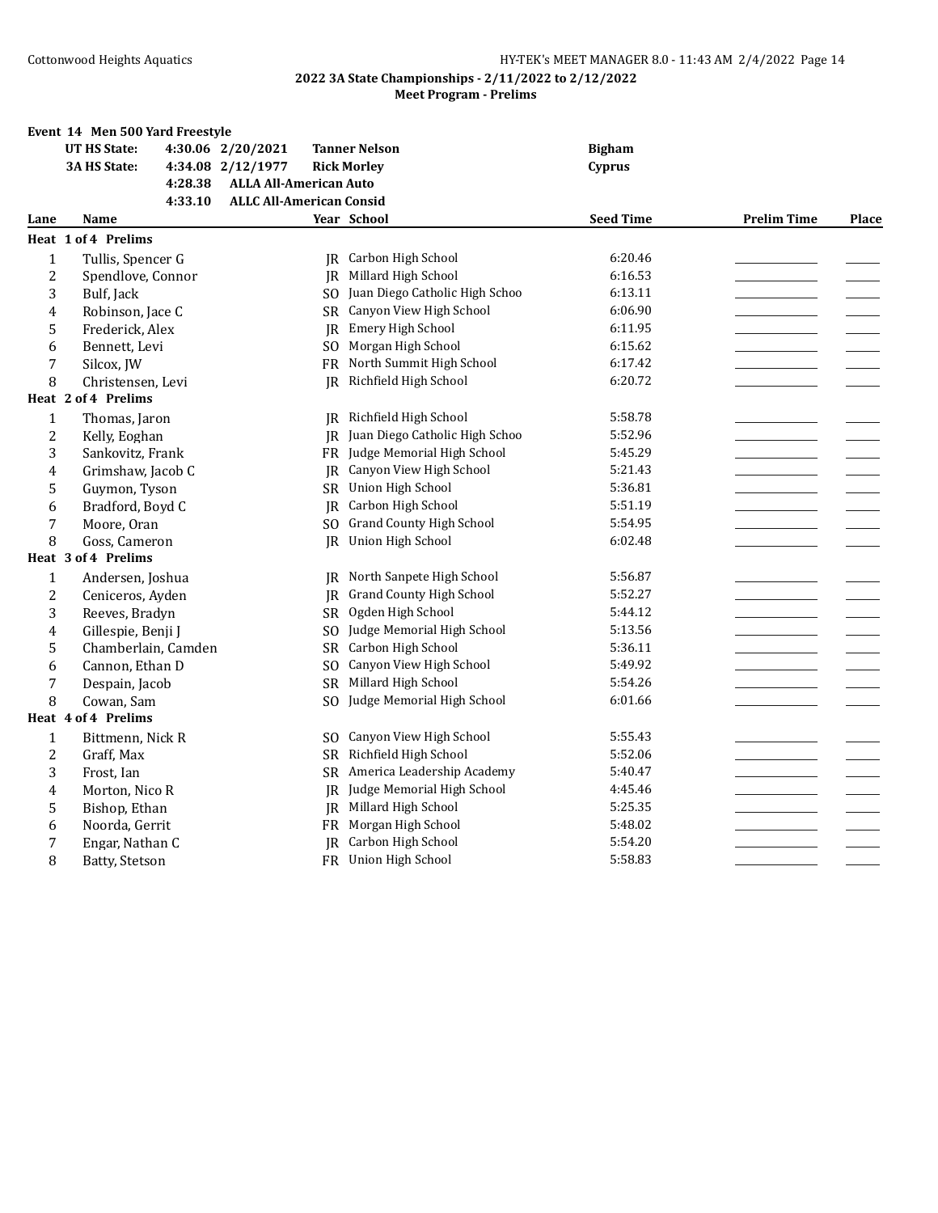## 2022 3A State Championships - 2/11/2022 to 2/12/2022
### Meet Program - Prelims

**Event 14 Men 500 Yard Freestyle**

| | | | | |
|---|---|---|---|---|
| **UT HS State:** | 4:30.06 | 2/20/2021 | **Tanner Nelson** | **Bigham** |
| **3A HS State:** | 4:34.08 | 2/12/1977 | **Rick Morley** | **Cyprus** |
| | 4:28.38 | ALLA All-American Auto | | |
| | 4:33.10 | ALLC All-American Consid | | |

| Lane | Name | Year | School | Seed Time | Prelim Time | Place |
|---|---|---|---|---|---|---|
| **Heat 1 of 4 Prelims** | | | | | | |
| 1 | Tullis, Spencer G | JR | Carbon High School | 6:20.46 | | |
| 2 | Spendlove, Connor | JR | Millard High School | 6:16.53 | | |
| 3 | Bulf, Jack | SO | Juan Diego Catholic High Schoo | 6:13.11 | | |
| 4 | Robinson, Jace C | SR | Canyon View High School | 6:06.90 | | |
| 5 | Frederick, Alex | JR | Emery High School | 6:11.95 | | |
| 6 | Bennett, Levi | SO | Morgan High School | 6:15.62 | | |
| 7 | Silcox, JW | FR | North Summit High School | 6:17.42 | | |
| 8 | Christensen, Levi | JR | Richfield High School | 6:20.72 | | |
| **Heat 2 of 4 Prelims** | | | | | | |
| 1 | Thomas, Jaron | JR | Richfield High School | 5:58.78 | | |
| 2 | Kelly, Eoghan | JR | Juan Diego Catholic High Schoo | 5:52.96 | | |
| 3 | Sankovitz, Frank | FR | Judge Memorial High School | 5:45.29 | | |
| 4 | Grimshaw, Jacob C | JR | Canyon View High School | 5:21.43 | | |
| 5 | Guymon, Tyson | SR | Union High School | 5:36.81 | | |
| 6 | Bradford, Boyd C | JR | Carbon High School | 5:51.19 | | |
| 7 | Moore, Oran | SO | Grand County High School | 5:54.95 | | |
| 8 | Goss, Cameron | JR | Union High School | 6:02.48 | | |
| **Heat 3 of 4 Prelims** | | | | | | |
| 1 | Andersen, Joshua | JR | North Sanpete High School | 5:56.87 | | |
| 2 | Ceniceros, Ayden | JR | Grand County High School | 5:52.27 | | |
| 3 | Reeves, Bradyn | SR | Ogden High School | 5:44.12 | | |
| 4 | Gillespie, Benji J | SO | Judge Memorial High School | 5:13.56 | | |
| 5 | Chamberlain, Camden | SR | Carbon High School | 5:36.11 | | |
| 6 | Cannon, Ethan D | SO | Canyon View High School | 5:49.92 | | |
| 7 | Despain, Jacob | SR | Millard High School | 5:54.26 | | |
| 8 | Cowan, Sam | SO | Judge Memorial High School | 6:01.66 | | |
| **Heat 4 of 4 Prelims** | | | | | | |
| 1 | Bittmenn, Nick R | SO | Canyon View High School | 5:55.43 | | |
| 2 | Graff, Max | SR | Richfield High School | 5:52.06 | | |
| 3 | Frost, Ian | SR | America Leadership Academy | 5:40.47 | | |
| 4 | Morton, Nico R | JR | Judge Memorial High School | 4:45.46 | | |
| 5 | Bishop, Ethan | JR | Millard High School | 5:25.35 | | |
| 6 | Noorda, Gerrit | FR | Morgan High School | 5:48.02 | | |
| 7 | Engar, Nathan C | JR | Carbon High School | 5:54.20 | | |
| 8 | Batty, Stetson | FR | Union High School | 5:58.83 | | |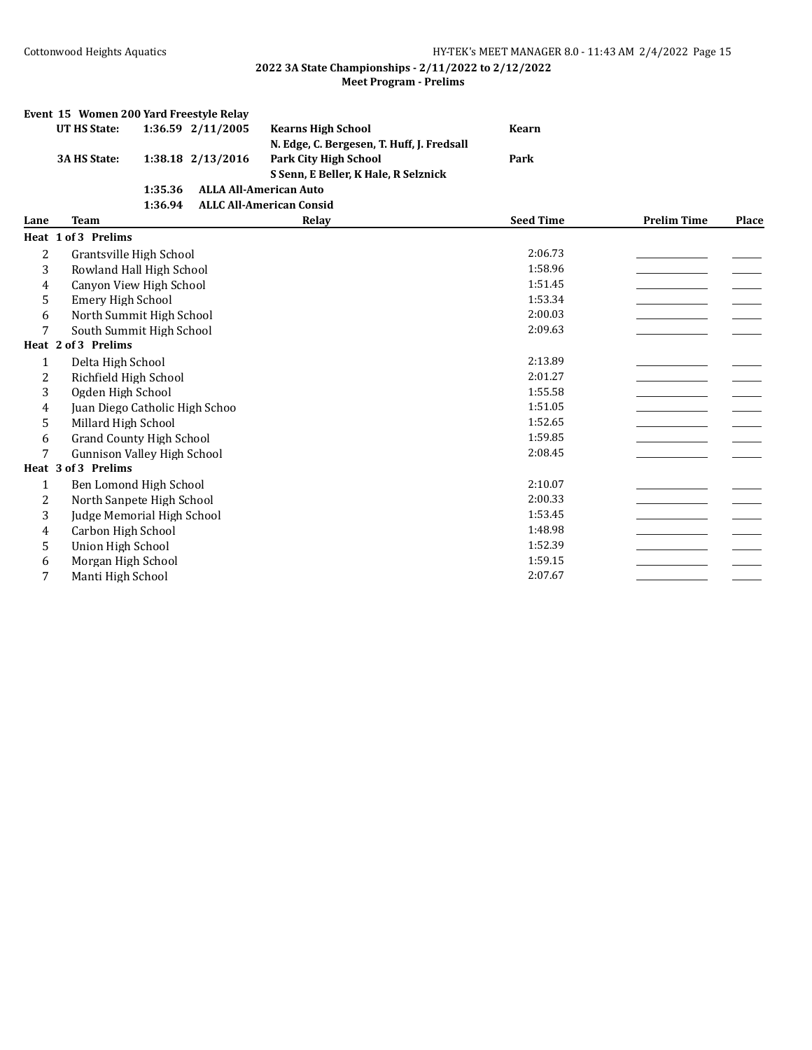**2022 3A State Championships - 2/11/2022 to 2/12/2022**

**Meet Program - Prelims**

**Event 15 Women 200 Yard Freestyle Relay**

| | | | | |
|---|---|---|---|---|
| **UT HS State:** | **1:36.59** | **2/11/2005** | **Kearns High School** | **Kearn** |
| | | | **N. Edge, C. Bergesen, T. Huff, J. Fredsall** | |
| **3A HS State:** | **1:38.18** | **2/13/2016** | **Park City High School** | **Park** |
| | | | **S Senn, E Beller, K Hale, R Selznick** | |
| | **1:35.36** | **ALLA All-American Auto** | | |
| | **1:36.94** | **ALLC All-American Consid** | | |

| Lane | Team | Relay | Seed Time | Prelim Time | Place |
|---|---|---|---|---|---|
| **Heat 1 of 3 Prelims** | | | | | |
| 2 | Grantsville High School | | 2:06.73 | ___ | ___ |
| 3 | Rowland Hall High School | | 1:58.96 | ___ | ___ |
| 4 | Canyon View High School | | 1:51.45 | ___ | ___ |
| 5 | Emery High School | | 1:53.34 | ___ | ___ |
| 6 | North Summit High School | | 2:00.03 | ___ | ___ |
| 7 | South Summit High School | | 2:09.63 | ___ | ___ |
| **Heat 2 of 3 Prelims** | | | | | |
| 1 | Delta High School | | 2:13.89 | ___ | ___ |
| 2 | Richfield High School | | 2:01.27 | ___ | ___ |
| 3 | Ogden High School | | 1:55.58 | ___ | ___ |
| 4 | Juan Diego Catholic High Schoo | | 1:51.05 | ___ | ___ |
| 5 | Millard High School | | 1:52.65 | ___ | ___ |
| 6 | Grand County High School | | 1:59.85 | ___ | ___ |
| 7 | Gunnison Valley High School | | 2:08.45 | ___ | ___ |
| **Heat 3 of 3 Prelims** | | | | | |
| 1 | Ben Lomond High School | | 2:10.07 | ___ | ___ |
| 2 | North Sanpete High School | | 2:00.33 | ___ | ___ |
| 3 | Judge Memorial High School | | 1:53.45 | ___ | ___ |
| 4 | Carbon High School | | 1:48.98 | ___ | ___ |
| 5 | Union High School | | 1:52.39 | ___ | ___ |
| 6 | Morgan High School | | 1:59.15 | ___ | ___ |
| 7 | Manti High School | | 2:07.67 | ___ | ___ |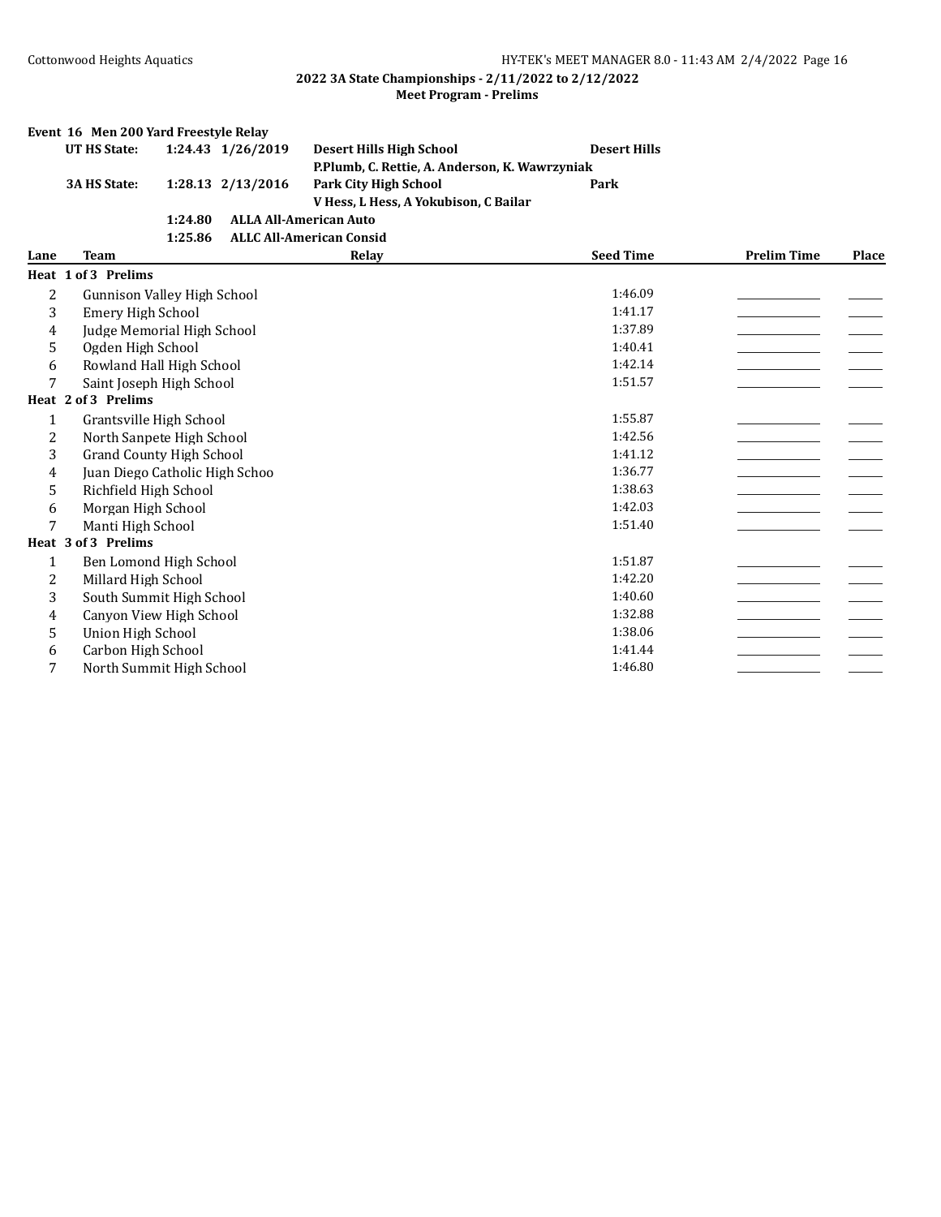**2022 3A State Championships - 2/11/2022 to 2/12/2022**
**Meet Program - Prelims**

**Event 16 Men 200 Yard Freestyle Relay**

| | | | | |
|---|---|---|---|---|
| **UT HS State:** | **1:24.43** | **1/26/2019** | **Desert Hills High School** | **Desert Hills** |
| | | | **P.Plumb, C. Rettie, A. Anderson, K. Wawrzyniak** | |
| **3A HS State:** | **1:28.13** | **2/13/2016** | **Park City High School** | **Park** |
| | | | **V Hess, L Hess, A Yokubison, C Bailar** | |
| | **1:24.80** | **ALLA All-American Auto** | | |
| | **1:25.86** | **ALLC All-American Consid** | | |

| Lane | Team | Relay | Seed Time | Prelim Time | Place |
|---|---|---|---|---|---|
| **Heat 1 of 3 Prelims** | | | | | |
| 2 | Gunnison Valley High School | | 1:46.09 | | |
| 3 | Emery High School | | 1:41.17 | | |
| 4 | Judge Memorial High School | | 1:37.89 | | |
| 5 | Ogden High School | | 1:40.41 | | |
| 6 | Rowland Hall High School | | 1:42.14 | | |
| 7 | Saint Joseph High School | | 1:51.57 | | |
| **Heat 2 of 3 Prelims** | | | | | |
| 1 | Grantsville High School | | 1:55.87 | | |
| 2 | North Sanpete High School | | 1:42.56 | | |
| 3 | Grand County High School | | 1:41.12 | | |
| 4 | Juan Diego Catholic High Schoo | | 1:36.77 | | |
| 5 | Richfield High School | | 1:38.63 | | |
| 6 | Morgan High School | | 1:42.03 | | |
| 7 | Manti High School | | 1:51.40 | | |
| **Heat 3 of 3 Prelims** | | | | | |
| 1 | Ben Lomond High School | | 1:51.87 | | |
| 2 | Millard High School | | 1:42.20 | | |
| 3 | South Summit High School | | 1:40.60 | | |
| 4 | Canyon View High School | | 1:32.88 | | |
| 5 | Union High School | | 1:38.06 | | |
| 6 | Carbon High School | | 1:41.44 | | |
| 7 | North Summit High School | | 1:46.80 | | |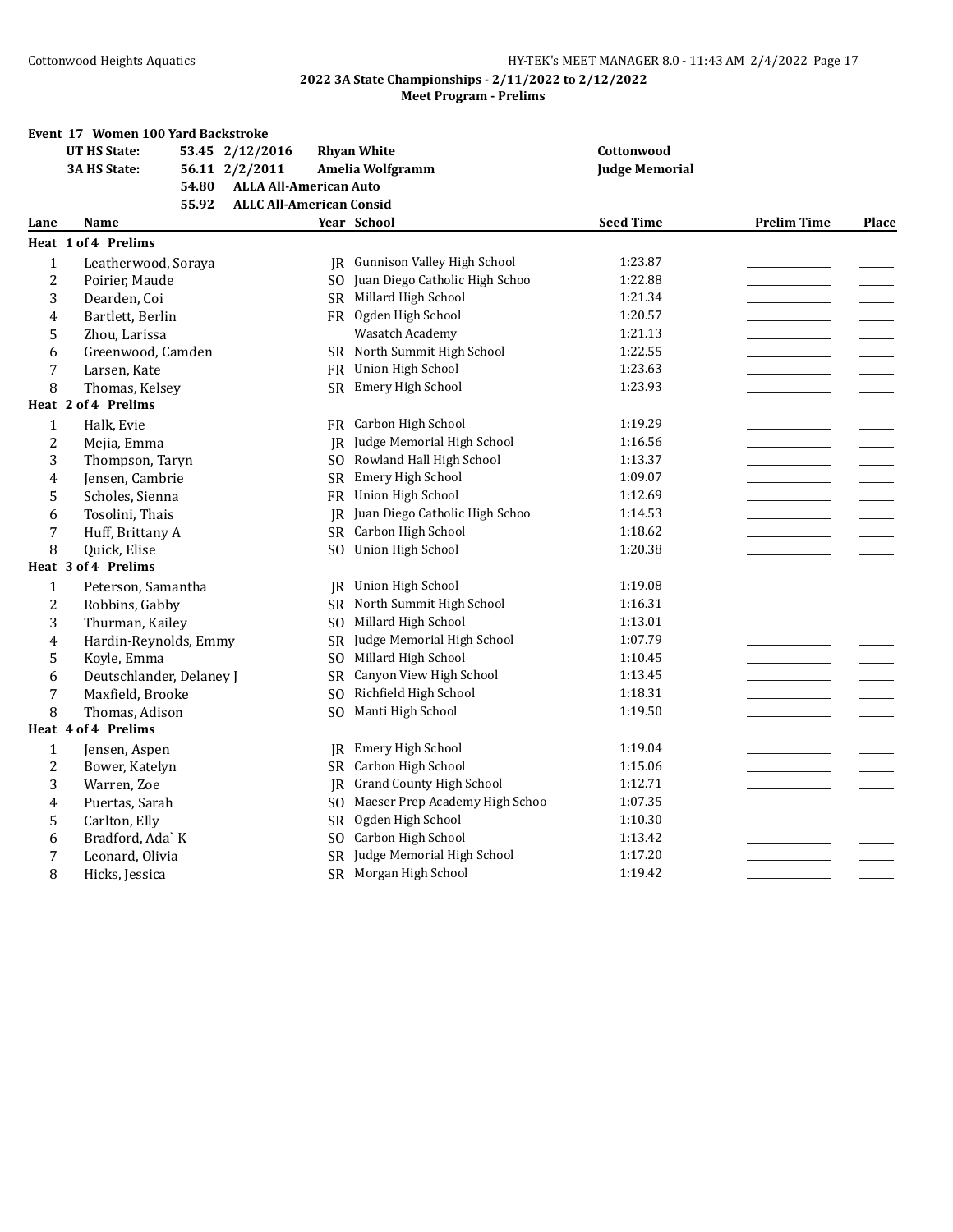## 2022 3A State Championships - 2/11/2022 to 2/12/2022

### Meet Program - Prelims

**Event 17 Women 100 Yard Backstroke**

| | | | | |
|---|---|---|---|---|
| **UT HS State:** | 53.45 | 2/12/2016 | **Rhyan White** | **Cottonwood** |
| **3A HS State:** | 56.11 | 2/2/2011 | **Amelia Wolfgramm** | **Judge Memorial** |
| | 54.80 | **ALLA All-American Auto** | | |
| | 55.92 | **ALLC All-American Consid** | | |

| Lane | Name | Year | School | Seed Time | Prelim Time | Place |
|---|---|---|---|---|---|---|
| **Heat 1 of 4 Prelims** | | | | | | |
| 1 | Leatherwood, Soraya | JR | Gunnison Valley High School | 1:23.87 | | |
| 2 | Poirier, Maude | SO | Juan Diego Catholic High Schoo | 1:22.88 | | |
| 3 | Dearden, Coi | SR | Millard High School | 1:21.34 | | |
| 4 | Bartlett, Berlin | FR | Ogden High School | 1:20.57 | | |
| 5 | Zhou, Larissa | | Wasatch Academy | 1:21.13 | | |
| 6 | Greenwood, Camden | SR | North Summit High School | 1:22.55 | | |
| 7 | Larsen, Kate | FR | Union High School | 1:23.63 | | |
| 8 | Thomas, Kelsey | SR | Emery High School | 1:23.93 | | |
| **Heat 2 of 4 Prelims** | | | | | | |
| 1 | Halk, Evie | FR | Carbon High School | 1:19.29 | | |
| 2 | Mejia, Emma | JR | Judge Memorial High School | 1:16.56 | | |
| 3 | Thompson, Taryn | SO | Rowland Hall High School | 1:13.37 | | |
| 4 | Jensen, Cambrie | SR | Emery High School | 1:09.07 | | |
| 5 | Scholes, Sienna | FR | Union High School | 1:12.69 | | |
| 6 | Tosolini, Thais | JR | Juan Diego Catholic High Schoo | 1:14.53 | | |
| 7 | Huff, Brittany A | SR | Carbon High School | 1:18.62 | | |
| 8 | Quick, Elise | SO | Union High School | 1:20.38 | | |
| **Heat 3 of 4 Prelims** | | | | | | |
| 1 | Peterson, Samantha | JR | Union High School | 1:19.08 | | |
| 2 | Robbins, Gabby | SR | North Summit High School | 1:16.31 | | |
| 3 | Thurman, Kailey | SO | Millard High School | 1:13.01 | | |
| 4 | Hardin-Reynolds, Emmy | SR | Judge Memorial High School | 1:07.79 | | |
| 5 | Koyle, Emma | SO | Millard High School | 1:10.45 | | |
| 6 | Deutschlander, Delaney J | SR | Canyon View High School | 1:13.45 | | |
| 7 | Maxfield, Brooke | SO | Richfield High School | 1:18.31 | | |
| 8 | Thomas, Adison | SO | Manti High School | 1:19.50 | | |
| **Heat 4 of 4 Prelims** | | | | | | |
| 1 | Jensen, Aspen | JR | Emery High School | 1:19.04 | | |
| 2 | Bower, Katelyn | SR | Carbon High School | 1:15.06 | | |
| 3 | Warren, Zoe | JR | Grand County High School | 1:12.71 | | |
| 4 | Puertas, Sarah | SO | Maeser Prep Academy High Schoo | 1:07.35 | | |
| 5 | Carlton, Elly | SR | Ogden High School | 1:10.30 | | |
| 6 | Bradford, Ada` K | SO | Carbon High School | 1:13.42 | | |
| 7 | Leonard, Olivia | SR | Judge Memorial High School | 1:17.20 | | |
| 8 | Hicks, Jessica | SR | Morgan High School | 1:19.42 | | |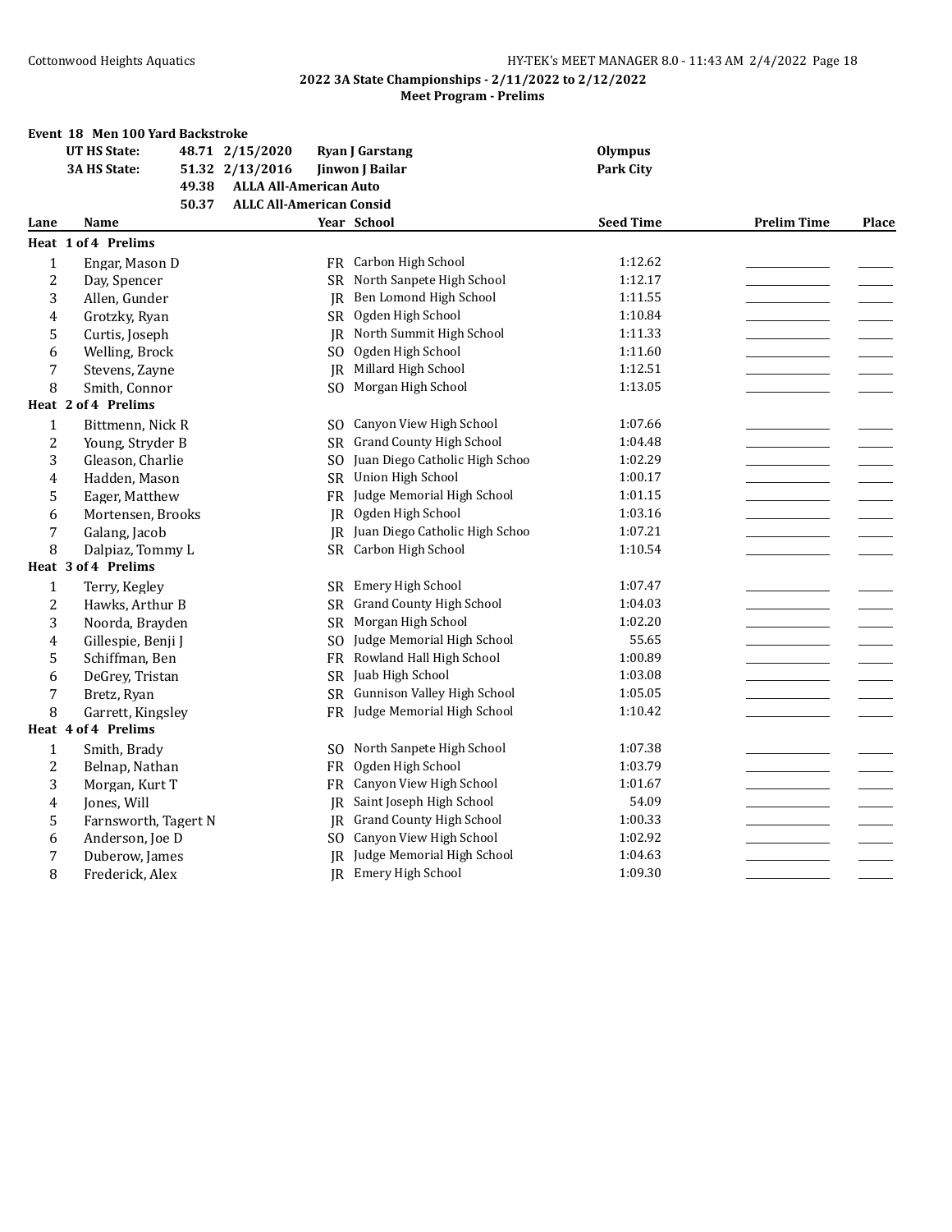## 2022 3A State Championships - 2/11/2022 to 2/12/2022
### Meet Program - Prelims

**Event 18 Men 100 Yard Backstroke**

| | | | | |
|---|---|---|---|---|
| **UT HS State:** | 48.71 | 2/15/2020 | **Ryan J Garstang** | **Olympus** |
| **3A HS State:** | 51.32 | 2/13/2016 | **Jinwon J Bailar** | **Park City** |
| | 49.38 | **ALLA All-American Auto** | | |
| | 50.37 | **ALLC All-American Consid** | | |

| Lane | Name | Year | School | Seed Time | Prelim Time | Place |
|---|---|---|---|---|---|---|
| **Heat 1 of 4 Prelims** | | | | | | |
| 1 | Engar, Mason D | FR | Carbon High School | 1:12.62 | | |
| 2 | Day, Spencer | SR | North Sanpete High School | 1:12.17 | | |
| 3 | Allen, Gunder | JR | Ben Lomond High School | 1:11.55 | | |
| 4 | Grotzky, Ryan | SR | Ogden High School | 1:10.84 | | |
| 5 | Curtis, Joseph | JR | North Summit High School | 1:11.33 | | |
| 6 | Welling, Brock | SO | Ogden High School | 1:11.60 | | |
| 7 | Stevens, Zayne | JR | Millard High School | 1:12.51 | | |
| 8 | Smith, Connor | SO | Morgan High School | 1:13.05 | | |
| **Heat 2 of 4 Prelims** | | | | | | |
| 1 | Bittmenn, Nick R | SO | Canyon View High School | 1:07.66 | | |
| 2 | Young, Stryder B | SR | Grand County High School | 1:04.48 | | |
| 3 | Gleason, Charlie | SO | Juan Diego Catholic High Schoo | 1:02.29 | | |
| 4 | Hadden, Mason | SR | Union High School | 1:00.17 | | |
| 5 | Eager, Matthew | FR | Judge Memorial High School | 1:01.15 | | |
| 6 | Mortensen, Brooks | JR | Ogden High School | 1:03.16 | | |
| 7 | Galang, Jacob | JR | Juan Diego Catholic High Schoo | 1:07.21 | | |
| 8 | Dalpiaz, Tommy L | SR | Carbon High School | 1:10.54 | | |
| **Heat 3 of 4 Prelims** | | | | | | |
| 1 | Terry, Kegley | SR | Emery High School | 1:07.47 | | |
| 2 | Hawks, Arthur B | SR | Grand County High School | 1:04.03 | | |
| 3 | Noorda, Brayden | SR | Morgan High School | 1:02.20 | | |
| 4 | Gillespie, Benji J | SO | Judge Memorial High School | 55.65 | | |
| 5 | Schiffman, Ben | FR | Rowland Hall High School | 1:00.89 | | |
| 6 | DeGrey, Tristan | SR | Juab High School | 1:03.08 | | |
| 7 | Bretz, Ryan | SR | Gunnison Valley High School | 1:05.05 | | |
| 8 | Garrett, Kingsley | FR | Judge Memorial High School | 1:10.42 | | |
| **Heat 4 of 4 Prelims** | | | | | | |
| 1 | Smith, Brady | SO | North Sanpete High School | 1:07.38 | | |
| 2 | Belnap, Nathan | FR | Ogden High School | 1:03.79 | | |
| 3 | Morgan, Kurt T | FR | Canyon View High School | 1:01.67 | | |
| 4 | Jones, Will | JR | Saint Joseph High School | 54.09 | | |
| 5 | Farnsworth, Tagert N | JR | Grand County High School | 1:00.33 | | |
| 6 | Anderson, Joe D | SO | Canyon View High School | 1:02.92 | | |
| 7 | Duberow, James | JR | Judge Memorial High School | 1:04.63 | | |
| 8 | Frederick, Alex | JR | Emery High School | 1:09.30 | | |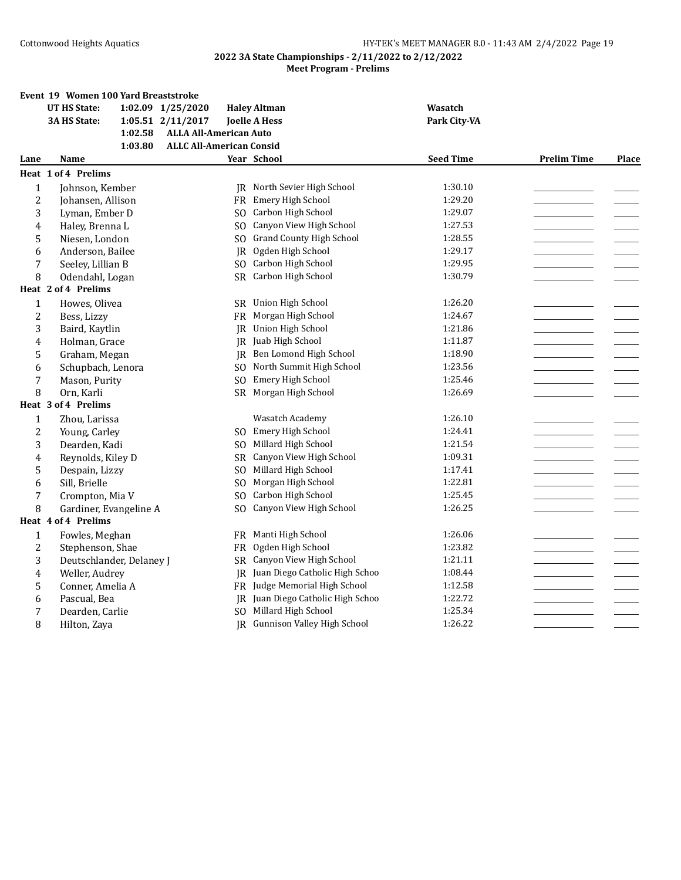**2022 3A State Championships - 2/11/2022 to 2/12/2022**
**Meet Program - Prelims**

### Event 19 Women 100 Yard Breaststroke

| | | | | |
|---|---|---|---|---|
| UT HS State: | 1:02.09 | 1/25/2020 | Haley Altman | Wasatch |
| 3A HS State: | 1:05.51 | 2/11/2017 | Joelle A Hess | Park City-VA |
| | 1:02.58 | ALLA All-American Auto | | |
| | 1:03.80 | ALLC All-American Consid | | |

| Lane | Name | Year | School | Seed Time | Prelim Time | Place |
|---|---|---|---|---|---|---|
| **Heat 1 of 4 Prelims** | | | | | | |
| 1 | Johnson, Kember | JR | North Sevier High School | 1:30.10 | | |
| 2 | Johansen, Allison | FR | Emery High School | 1:29.20 | | |
| 3 | Lyman, Ember D | SO | Carbon High School | 1:29.07 | | |
| 4 | Haley, Brenna L | SO | Canyon View High School | 1:27.53 | | |
| 5 | Niesen, London | SO | Grand County High School | 1:28.55 | | |
| 6 | Anderson, Bailee | JR | Ogden High School | 1:29.17 | | |
| 7 | Seeley, Lillian B | SO | Carbon High School | 1:29.95 | | |
| 8 | Odendahl, Logan | SR | Carbon High School | 1:30.79 | | |
| **Heat 2 of 4 Prelims** | | | | | | |
| 1 | Howes, Olivea | SR | Union High School | 1:26.20 | | |
| 2 | Bess, Lizzy | FR | Morgan High School | 1:24.67 | | |
| 3 | Baird, Kaytlin | JR | Union High School | 1:21.86 | | |
| 4 | Holman, Grace | JR | Juab High School | 1:11.87 | | |
| 5 | Graham, Megan | JR | Ben Lomond High School | 1:18.90 | | |
| 6 | Schupbach, Lenora | SO | North Summit High School | 1:23.56 | | |
| 7 | Mason, Purity | SO | Emery High School | 1:25.46 | | |
| 8 | Orn, Karli | SR | Morgan High School | 1:26.69 | | |
| **Heat 3 of 4 Prelims** | | | | | | |
| 1 | Zhou, Larissa | | Wasatch Academy | 1:26.10 | | |
| 2 | Young, Carley | SO | Emery High School | 1:24.41 | | |
| 3 | Dearden, Kadi | SO | Millard High School | 1:21.54 | | |
| 4 | Reynolds, Kiley D | SR | Canyon View High School | 1:09.31 | | |
| 5 | Despain, Lizzy | SO | Millard High School | 1:17.41 | | |
| 6 | Sill, Brielle | SO | Morgan High School | 1:22.81 | | |
| 7 | Crompton, Mia V | SO | Carbon High School | 1:25.45 | | |
| 8 | Gardiner, Evangeline A | SO | Canyon View High School | 1:26.25 | | |
| **Heat 4 of 4 Prelims** | | | | | | |
| 1 | Fowles, Meghan | FR | Manti High School | 1:26.06 | | |
| 2 | Stephenson, Shae | FR | Ogden High School | 1:23.82 | | |
| 3 | Deutschlander, Delaney J | SR | Canyon View High School | 1:21.11 | | |
| 4 | Weller, Audrey | JR | Juan Diego Catholic High Schoo | 1:08.44 | | |
| 5 | Conner, Amelia A | FR | Judge Memorial High School | 1:12.58 | | |
| 6 | Pascual, Bea | JR | Juan Diego Catholic High Schoo | 1:22.72 | | |
| 7 | Dearden, Carlie | SO | Millard High School | 1:25.34 | | |
| 8 | Hilton, Zaya | JR | Gunnison Valley High School | 1:26.22 | | |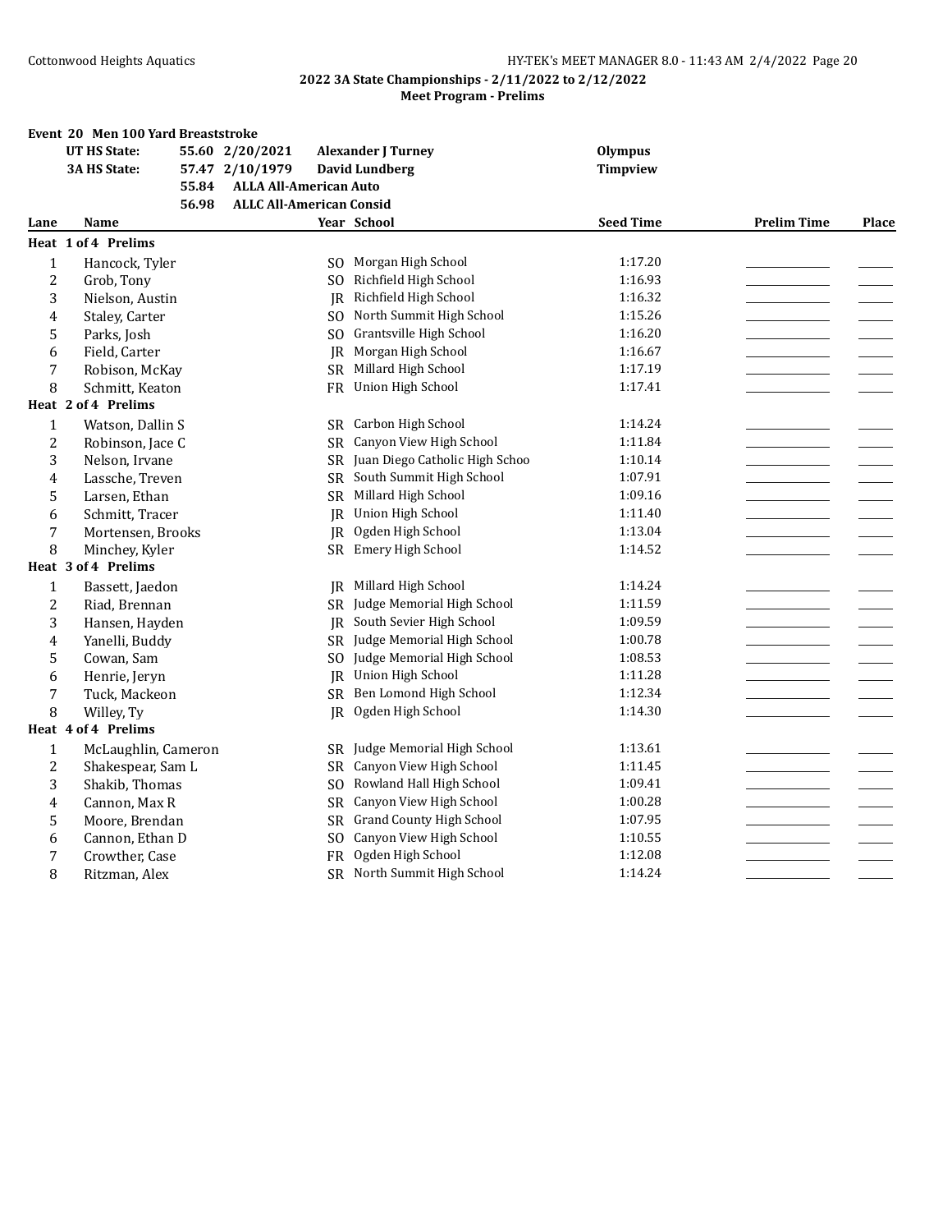**2022 3A State Championships - 2/11/2022 to 2/12/2022**

**Meet Program - Prelims**

### Event 20 Men 100 Yard Breaststroke

| | | | | |
|---|---|---|---|---|
| **UT HS State:** | 55.60 | 2/20/2021 | **Alexander J Turney** | **Olympus** |
| **3A HS State:** | 57.47 | 2/10/1979 | **David Lundberg** | **Timpview** |
| | 55.84 | **ALLA All-American Auto** | | |
| | 56.98 | **ALLC All-American Consid** | | |

| Lane | Name | Year | School | Seed Time | Prelim Time | Place |
|---|---|---|---|---|---|---|
| **Heat 1 of 4 Prelims** | | | | | | |
| 1 | Hancock, Tyler | SO | Morgan High School | 1:17.20 | | |
| 2 | Grob, Tony | SO | Richfield High School | 1:16.93 | | |
| 3 | Nielson, Austin | JR | Richfield High School | 1:16.32 | | |
| 4 | Staley, Carter | SO | North Summit High School | 1:15.26 | | |
| 5 | Parks, Josh | SO | Grantsville High School | 1:16.20 | | |
| 6 | Field, Carter | JR | Morgan High School | 1:16.67 | | |
| 7 | Robison, McKay | SR | Millard High School | 1:17.19 | | |
| 8 | Schmitt, Keaton | FR | Union High School | 1:17.41 | | |
| **Heat 2 of 4 Prelims** | | | | | | |
| 1 | Watson, Dallin S | SR | Carbon High School | 1:14.24 | | |
| 2 | Robinson, Jace C | SR | Canyon View High School | 1:11.84 | | |
| 3 | Nelson, Irvane | SR | Juan Diego Catholic High Schoo | 1:10.14 | | |
| 4 | Lassche, Treven | SR | South Summit High School | 1:07.91 | | |
| 5 | Larsen, Ethan | SR | Millard High School | 1:09.16 | | |
| 6 | Schmitt, Tracer | JR | Union High School | 1:11.40 | | |
| 7 | Mortensen, Brooks | JR | Ogden High School | 1:13.04 | | |
| 8 | Minchey, Kyler | SR | Emery High School | 1:14.52 | | |
| **Heat 3 of 4 Prelims** | | | | | | |
| 1 | Bassett, Jaedon | JR | Millard High School | 1:14.24 | | |
| 2 | Riad, Brennan | SR | Judge Memorial High School | 1:11.59 | | |
| 3 | Hansen, Hayden | JR | South Sevier High School | 1:09.59 | | |
| 4 | Yanelli, Buddy | SR | Judge Memorial High School | 1:00.78 | | |
| 5 | Cowan, Sam | SO | Judge Memorial High School | 1:08.53 | | |
| 6 | Henrie, Jeryn | JR | Union High School | 1:11.28 | | |
| 7 | Tuck, Mackeon | SR | Ben Lomond High School | 1:12.34 | | |
| 8 | Willey, Ty | JR | Ogden High School | 1:14.30 | | |
| **Heat 4 of 4 Prelims** | | | | | | |
| 1 | McLaughlin, Cameron | SR | Judge Memorial High School | 1:13.61 | | |
| 2 | Shakespear, Sam L | SR | Canyon View High School | 1:11.45 | | |
| 3 | Shakib, Thomas | SO | Rowland Hall High School | 1:09.41 | | |
| 4 | Cannon, Max R | SR | Canyon View High School | 1:00.28 | | |
| 5 | Moore, Brendan | SR | Grand County High School | 1:07.95 | | |
| 6 | Cannon, Ethan D | SO | Canyon View High School | 1:10.55 | | |
| 7 | Crowther, Case | FR | Ogden High School | 1:12.08 | | |
| 8 | Ritzman, Alex | SR | North Summit High School | 1:14.24 | | |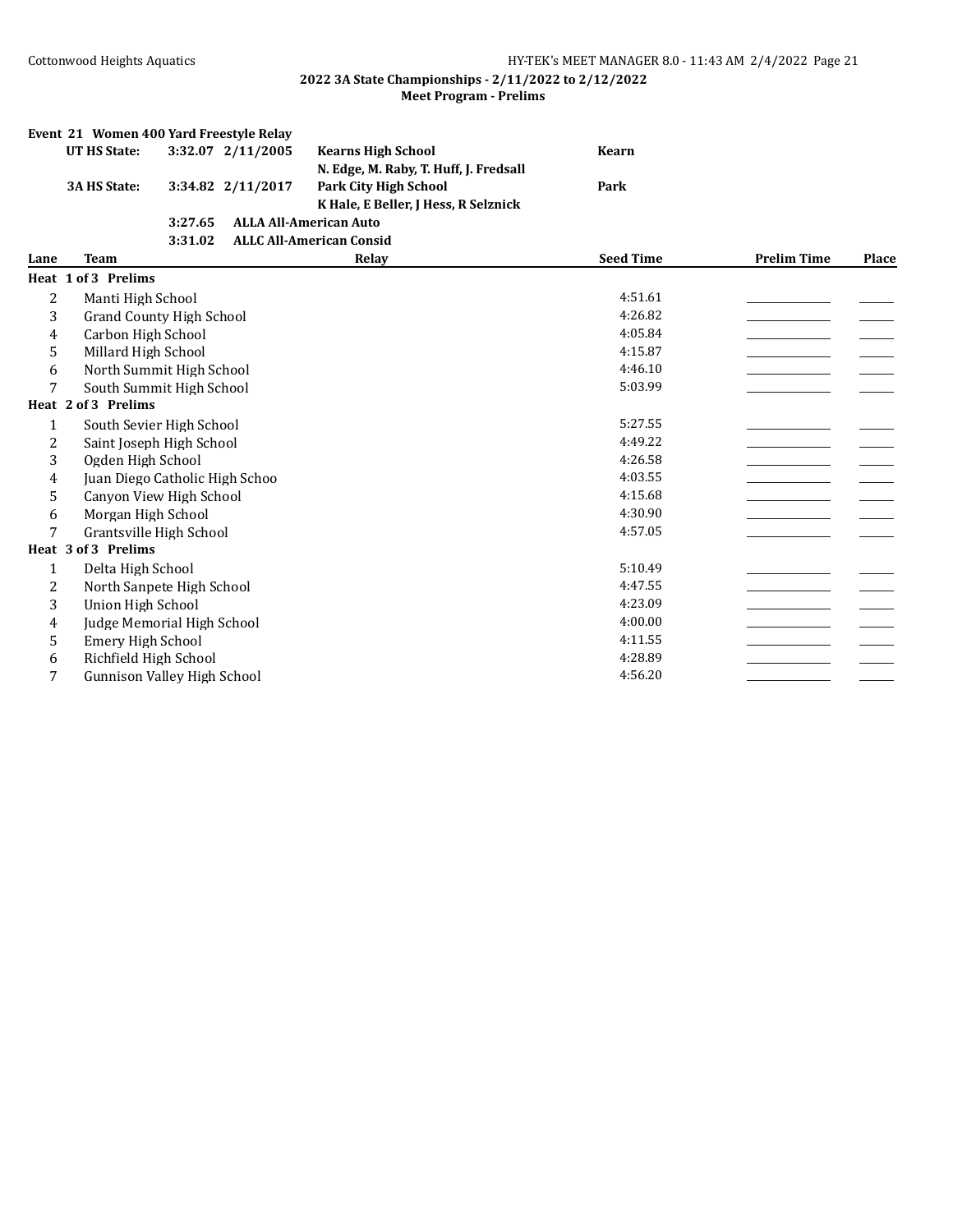**2022 3A State Championships - 2/11/2022 to 2/12/2022**
**Meet Program - Prelims**

**Event 21 Women 400 Yard Freestyle Relay**

| | | | | |
|---|---|---|---|---|
| **UT HS State:** | **3:32.07** | **2/11/2005** | **Kearns High School** | **Kearn** |
| | | | **N. Edge, M. Raby, T. Huff, J. Fredsall** | |
| **3A HS State:** | **3:34.82** | **2/11/2017** | **Park City High School** | **Park** |
| | | | **K Hale, E Beller, J Hess, R Selznick** | |
| | **3:27.65** | **ALLA All-American Auto** | | |
| | **3:31.02** | **ALLC All-American Consid** | | |

| Lane | Team | Relay | Seed Time | Prelim Time | Place |
|---|---|---|---|---|---|
| **Heat 1 of 3 Prelims** | | | | | |
| 2 | Manti High School | | 4:51.61 | | |
| 3 | Grand County High School | | 4:26.82 | | |
| 4 | Carbon High School | | 4:05.84 | | |
| 5 | Millard High School | | 4:15.87 | | |
| 6 | North Summit High School | | 4:46.10 | | |
| 7 | South Summit High School | | 5:03.99 | | |
| **Heat 2 of 3 Prelims** | | | | | |
| 1 | South Sevier High School | | 5:27.55 | | |
| 2 | Saint Joseph High School | | 4:49.22 | | |
| 3 | Ogden High School | | 4:26.58 | | |
| 4 | Juan Diego Catholic High Schoo | | 4:03.55 | | |
| 5 | Canyon View High School | | 4:15.68 | | |
| 6 | Morgan High School | | 4:30.90 | | |
| 7 | Grantsville High School | | 4:57.05 | | |
| **Heat 3 of 3 Prelims** | | | | | |
| 1 | Delta High School | | 5:10.49 | | |
| 2 | North Sanpete High School | | 4:47.55 | | |
| 3 | Union High School | | 4:23.09 | | |
| 4 | Judge Memorial High School | | 4:00.00 | | |
| 5 | Emery High School | | 4:11.55 | | |
| 6 | Richfield High School | | 4:28.89 | | |
| 7 | Gunnison Valley High School | | 4:56.20 | | |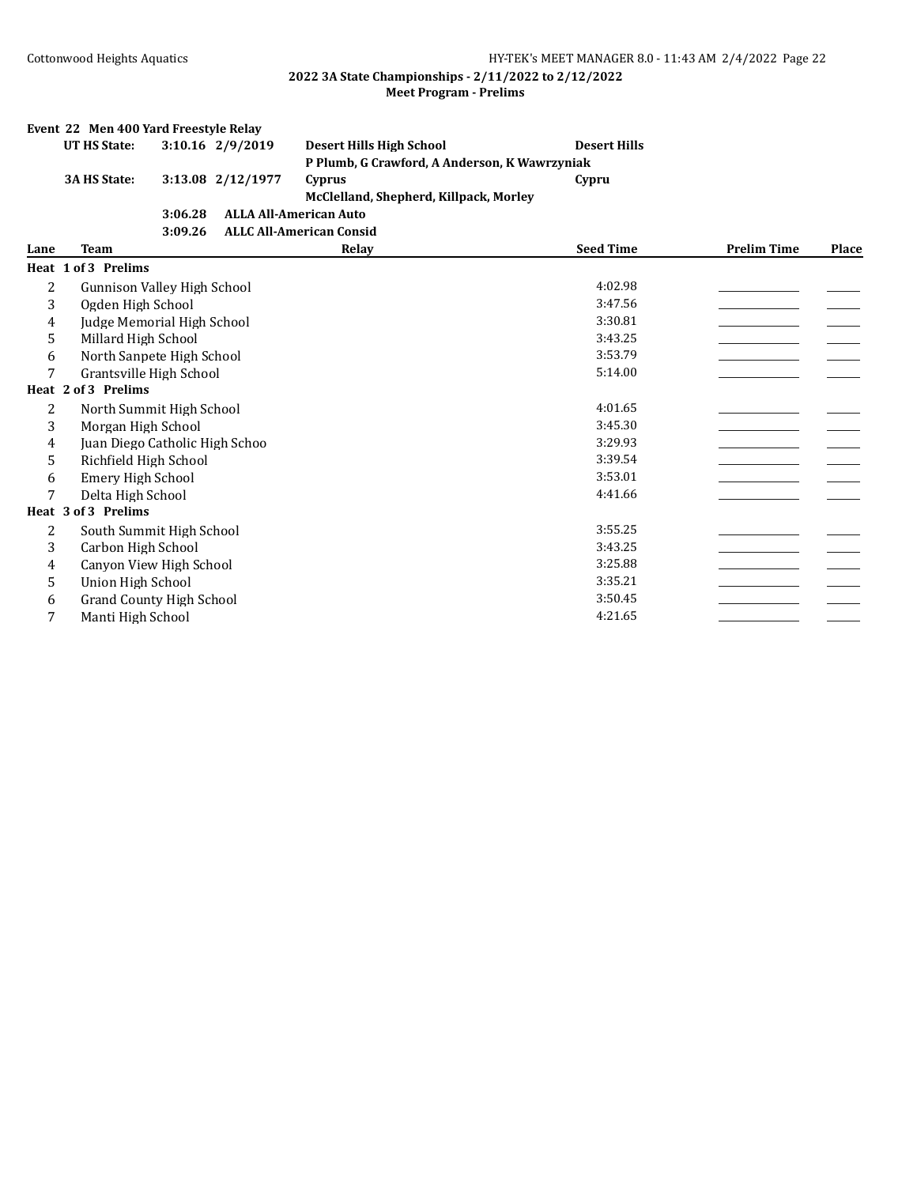**2022 3A State Championships - 2/11/2022 to 2/12/2022**
**Meet Program - Prelims**

**Event 22 Men 400 Yard Freestyle Relay**

| | | | | |
|---|---|---|---|---|
| **UT HS State:** | **3:10.16** | **2/9/2019** | **Desert Hills High School** | **Desert Hills** |
| | | | **P Plumb, G Crawford, A Anderson, K Wawrzyniak** | |
| **3A HS State:** | **3:13.08** | **2/12/1977** | **Cyprus** | **Cypru** |
| | | | **McClelland, Shepherd, Killpack, Morley** | |
| | **3:06.28** | **ALLA All-American Auto** | | |
| | **3:09.26** | **ALLC All-American Consid** | | |

| Lane | Team | Relay | Seed Time | Prelim Time | Place |
|---|---|---|---|---|---|
| **Heat 1 of 3 Prelims** | | | | | |
| 2 | Gunnison Valley High School | | 4:02.98 | _______ | ___ |
| 3 | Ogden High School | | 3:47.56 | _______ | ___ |
| 4 | Judge Memorial High School | | 3:30.81 | _______ | ___ |
| 5 | Millard High School | | 3:43.25 | _______ | ___ |
| 6 | North Sanpete High School | | 3:53.79 | _______ | ___ |
| 7 | Grantsville High School | | 5:14.00 | _______ | ___ |
| **Heat 2 of 3 Prelims** | | | | | |
| 2 | North Summit High School | | 4:01.65 | _______ | ___ |
| 3 | Morgan High School | | 3:45.30 | _______ | ___ |
| 4 | Juan Diego Catholic High Schoo | | 3:29.93 | _______ | ___ |
| 5 | Richfield High School | | 3:39.54 | _______ | ___ |
| 6 | Emery High School | | 3:53.01 | _______ | ___ |
| 7 | Delta High School | | 4:41.66 | _______ | ___ |
| **Heat 3 of 3 Prelims** | | | | | |
| 2 | South Summit High School | | 3:55.25 | _______ | ___ |
| 3 | Carbon High School | | 3:43.25 | _______ | ___ |
| 4 | Canyon View High School | | 3:25.88 | _______ | ___ |
| 5 | Union High School | | 3:35.21 | _______ | ___ |
| 6 | Grand County High School | | 3:50.45 | _______ | ___ |
| 7 | Manti High School | | 4:21.65 | _______ | ___ |